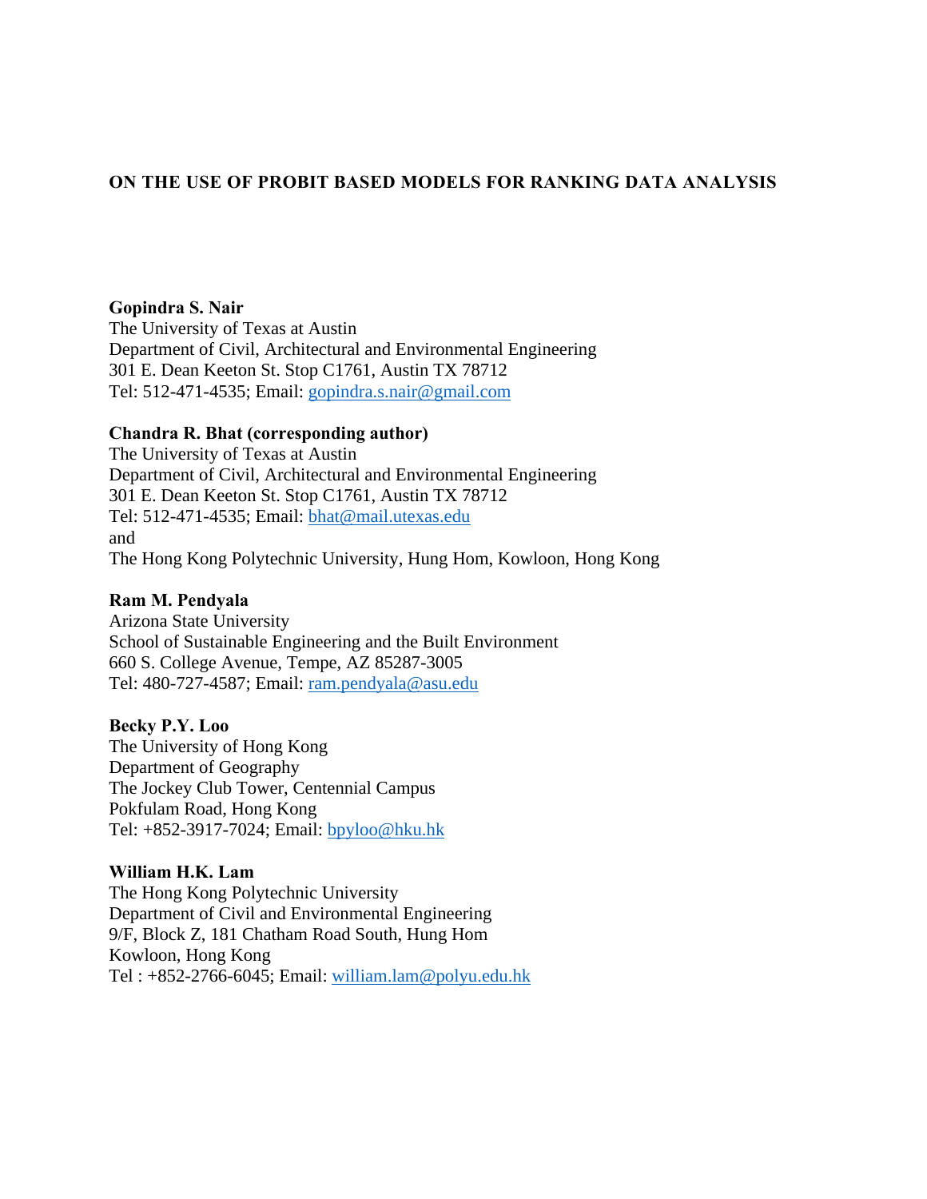# ON THE USE OF PROBIT BASED MODELS FOR RANKING DATA ANALYSIS

**Gopindra S. Nair**
The University of Texas at Austin
Department of Civil, Architectural and Environmental Engineering
301 E. Dean Keeton St. Stop C1761, Austin TX 78712
Tel: 512-471-4535; Email: gopindra.s.nair@gmail.com

**Chandra R. Bhat (corresponding author)**
The University of Texas at Austin
Department of Civil, Architectural and Environmental Engineering
301 E. Dean Keeton St. Stop C1761, Austin TX 78712
Tel: 512-471-4535; Email: bhat@mail.utexas.edu
and
The Hong Kong Polytechnic University, Hung Hom, Kowloon, Hong Kong

**Ram M. Pendyala**
Arizona State University
School of Sustainable Engineering and the Built Environment
660 S. College Avenue, Tempe, AZ 85287-3005
Tel: 480-727-4587; Email: ram.pendyala@asu.edu

**Becky P.Y. Loo**
The University of Hong Kong
Department of Geography
The Jockey Club Tower, Centennial Campus
Pokfulam Road, Hong Kong
Tel: +852-3917-7024; Email: bpyloo@hku.hk

**William H.K. Lam**
The Hong Kong Polytechnic University
Department of Civil and Environmental Engineering
9/F, Block Z, 181 Chatham Road South, Hung Hom
Kowloon, Hong Kong
Tel : +852-2766-6045; Email: william.lam@polyu.edu.hk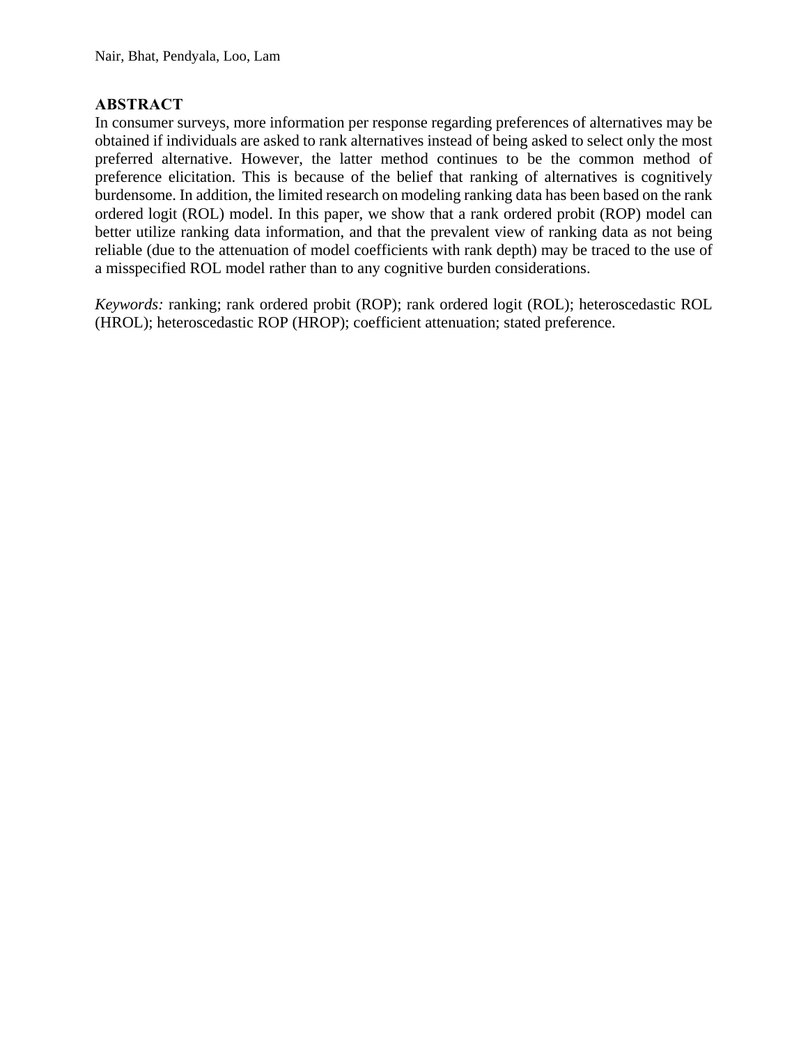## ABSTRACT

In consumer surveys, more information per response regarding preferences of alternatives may be obtained if individuals are asked to rank alternatives instead of being asked to select only the most preferred alternative. However, the latter method continues to be the common method of preference elicitation. This is because of the belief that ranking of alternatives is cognitively burdensome. In addition, the limited research on modeling ranking data has been based on the rank ordered logit (ROL) model. In this paper, we show that a rank ordered probit (ROP) model can better utilize ranking data information, and that the prevalent view of ranking data as not being reliable (due to the attenuation of model coefficients with rank depth) may be traced to the use of a misspecified ROL model rather than to any cognitive burden considerations.

*Keywords:* ranking; rank ordered probit (ROP); rank ordered logit (ROL); heteroscedastic ROL (HROL); heteroscedastic ROP (HROP); coefficient attenuation; stated preference.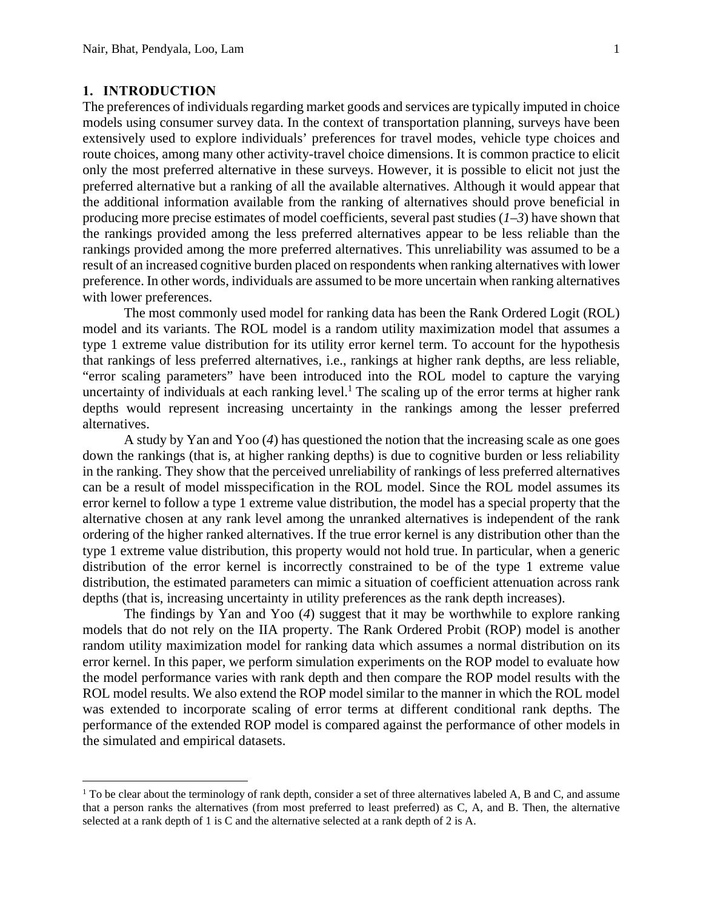# 1. INTRODUCTION

The preferences of individuals regarding market goods and services are typically imputed in choice models using consumer survey data. In the context of transportation planning, surveys have been extensively used to explore individuals' preferences for travel modes, vehicle type choices and route choices, among many other activity-travel choice dimensions. It is common practice to elicit only the most preferred alternative in these surveys. However, it is possible to elicit not just the preferred alternative but a ranking of all the available alternatives. Although it would appear that the additional information available from the ranking of alternatives should prove beneficial in producing more precise estimates of model coefficients, several past studies (*1–3*) have shown that the rankings provided among the less preferred alternatives appear to be less reliable than the rankings provided among the more preferred alternatives. This unreliability was assumed to be a result of an increased cognitive burden placed on respondents when ranking alternatives with lower preference. In other words, individuals are assumed to be more uncertain when ranking alternatives with lower preferences.

The most commonly used model for ranking data has been the Rank Ordered Logit (ROL) model and its variants. The ROL model is a random utility maximization model that assumes a type 1 extreme value distribution for its utility error kernel term. To account for the hypothesis that rankings of less preferred alternatives, i.e., rankings at higher rank depths, are less reliable, "error scaling parameters" have been introduced into the ROL model to capture the varying uncertainty of individuals at each ranking level.[1] The scaling up of the error terms at higher rank depths would represent increasing uncertainty in the rankings among the lesser preferred alternatives.

A study by Yan and Yoo (*4*) has questioned the notion that the increasing scale as one goes down the rankings (that is, at higher ranking depths) is due to cognitive burden or less reliability in the ranking. They show that the perceived unreliability of rankings of less preferred alternatives can be a result of model misspecification in the ROL model. Since the ROL model assumes its error kernel to follow a type 1 extreme value distribution, the model has a special property that the alternative chosen at any rank level among the unranked alternatives is independent of the rank ordering of the higher ranked alternatives. If the true error kernel is any distribution other than the type 1 extreme value distribution, this property would not hold true. In particular, when a generic distribution of the error kernel is incorrectly constrained to be of the type 1 extreme value distribution, the estimated parameters can mimic a situation of coefficient attenuation across rank depths (that is, increasing uncertainty in utility preferences as the rank depth increases).

The findings by Yan and Yoo (*4*) suggest that it may be worthwhile to explore ranking models that do not rely on the IIA property. The Rank Ordered Probit (ROP) model is another random utility maximization model for ranking data which assumes a normal distribution on its error kernel. In this paper, we perform simulation experiments on the ROP model to evaluate how the model performance varies with rank depth and then compare the ROP model results with the ROL model results. We also extend the ROP model similar to the manner in which the ROL model was extended to incorporate scaling of error terms at different conditional rank depths. The performance of the extended ROP model is compared against the performance of other models in the simulated and empirical datasets.

---

[1] To be clear about the terminology of rank depth, consider a set of three alternatives labeled A, B and C, and assume that a person ranks the alternatives (from most preferred to least preferred) as C, A, and B. Then, the alternative selected at a rank depth of 1 is C and the alternative selected at a rank depth of 2 is A.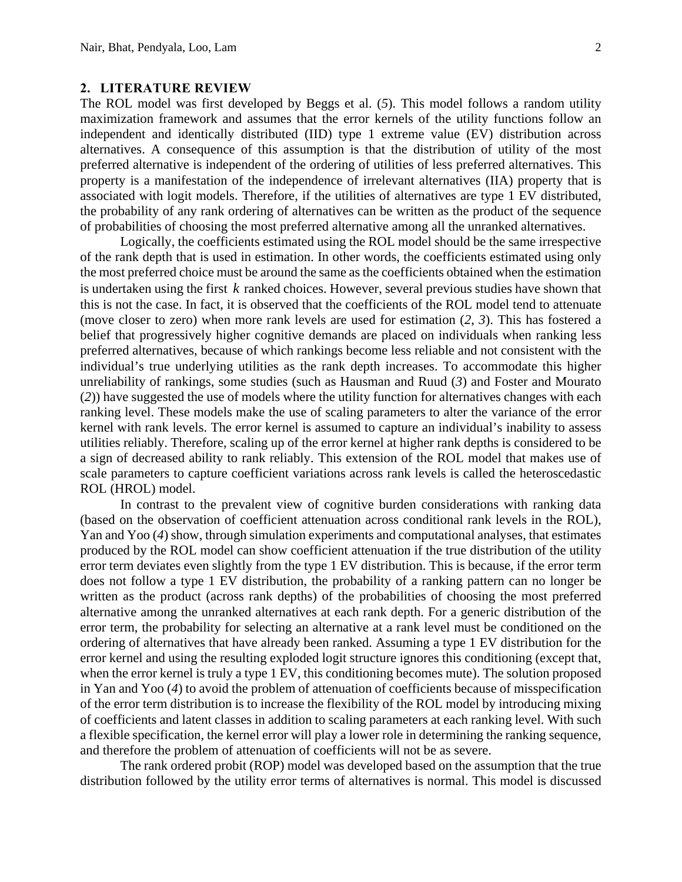## 2. LITERATURE REVIEW

The ROL model was first developed by Beggs et al. (*5*). This model follows a random utility maximization framework and assumes that the error kernels of the utility functions follow an independent and identically distributed (IID) type 1 extreme value (EV) distribution across alternatives. A consequence of this assumption is that the distribution of utility of the most preferred alternative is independent of the ordering of utilities of less preferred alternatives. This property is a manifestation of the independence of irrelevant alternatives (IIA) property that is associated with logit models. Therefore, if the utilities of alternatives are type 1 EV distributed, the probability of any rank ordering of alternatives can be written as the product of the sequence of probabilities of choosing the most preferred alternative among all the unranked alternatives.

Logically, the coefficients estimated using the ROL model should be the same irrespective of the rank depth that is used in estimation. In other words, the coefficients estimated using only the most preferred choice must be around the same as the coefficients obtained when the estimation is undertaken using the first $k$ ranked choices. However, several previous studies have shown that this is not the case. In fact, it is observed that the coefficients of the ROL model tend to attenuate (move closer to zero) when more rank levels are used for estimation (*2*, *3*). This has fostered a belief that progressively higher cognitive demands are placed on individuals when ranking less preferred alternatives, because of which rankings become less reliable and not consistent with the individual's true underlying utilities as the rank depth increases. To accommodate this higher unreliability of rankings, some studies (such as Hausman and Ruud (*3*) and Foster and Mourato (*2*)) have suggested the use of models where the utility function for alternatives changes with each ranking level. These models make the use of scaling parameters to alter the variance of the error kernel with rank levels. The error kernel is assumed to capture an individual's inability to assess utilities reliably. Therefore, scaling up of the error kernel at higher rank depths is considered to be a sign of decreased ability to rank reliably. This extension of the ROL model that makes use of scale parameters to capture coefficient variations across rank levels is called the heteroscedastic ROL (HROL) model.

In contrast to the prevalent view of cognitive burden considerations with ranking data (based on the observation of coefficient attenuation across conditional rank levels in the ROL), Yan and Yoo (*4*) show, through simulation experiments and computational analyses, that estimates produced by the ROL model can show coefficient attenuation if the true distribution of the utility error term deviates even slightly from the type 1 EV distribution. This is because, if the error term does not follow a type 1 EV distribution, the probability of a ranking pattern can no longer be written as the product (across rank depths) of the probabilities of choosing the most preferred alternative among the unranked alternatives at each rank depth. For a generic distribution of the error term, the probability for selecting an alternative at a rank level must be conditioned on the ordering of alternatives that have already been ranked. Assuming a type 1 EV distribution for the error kernel and using the resulting exploded logit structure ignores this conditioning (except that, when the error kernel is truly a type 1 EV, this conditioning becomes mute). The solution proposed in Yan and Yoo (*4*) to avoid the problem of attenuation of coefficients because of misspecification of the error term distribution is to increase the flexibility of the ROL model by introducing mixing of coefficients and latent classes in addition to scaling parameters at each ranking level. With such a flexible specification, the kernel error will play a lower role in determining the ranking sequence, and therefore the problem of attenuation of coefficients will not be as severe.

The rank ordered probit (ROP) model was developed based on the assumption that the true distribution followed by the utility error terms of alternatives is normal. This model is discussed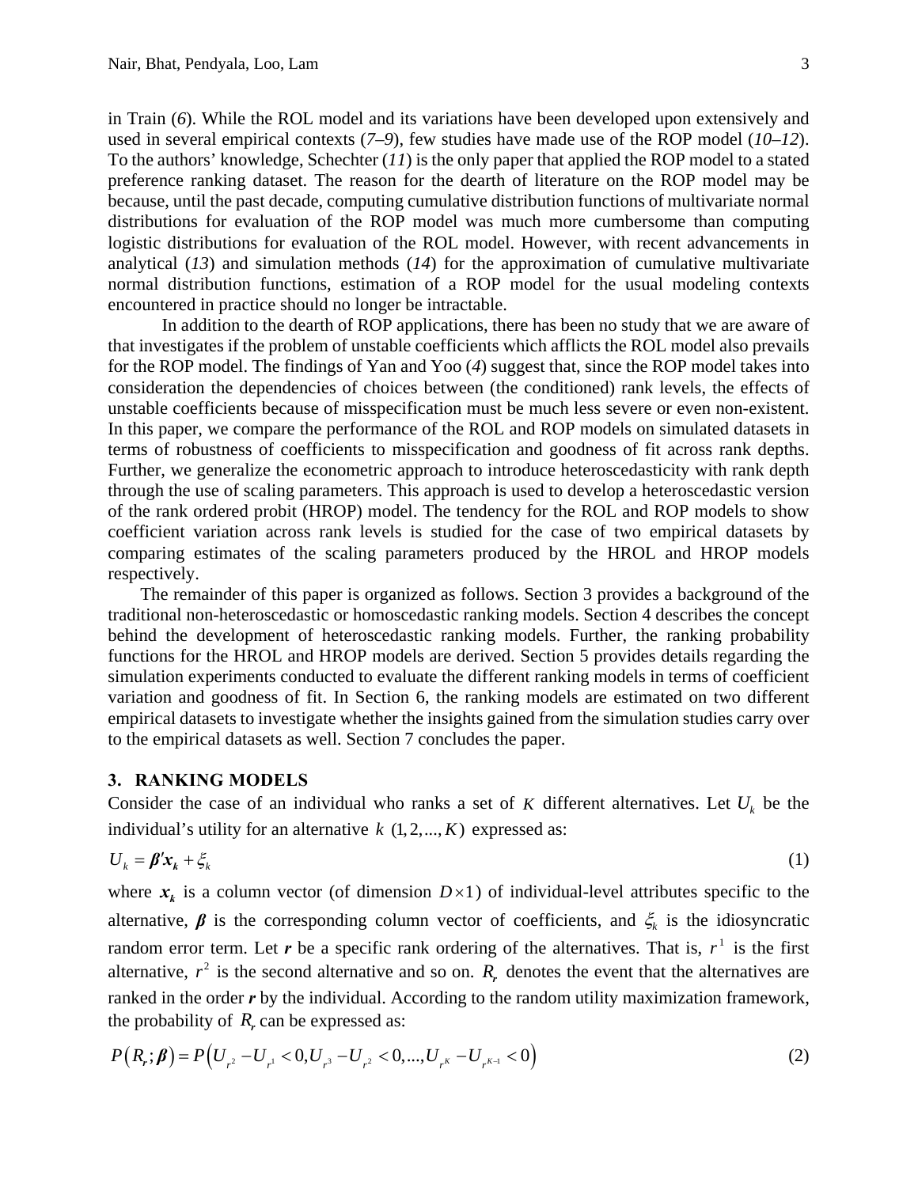in Train (*6*). While the ROL model and its variations have been developed upon extensively and used in several empirical contexts (*7–9*), few studies have made use of the ROP model (*10–12*). To the authors' knowledge, Schechter (*11*) is the only paper that applied the ROP model to a stated preference ranking dataset. The reason for the dearth of literature on the ROP model may be because, until the past decade, computing cumulative distribution functions of multivariate normal distributions for evaluation of the ROP model was much more cumbersome than computing logistic distributions for evaluation of the ROL model. However, with recent advancements in analytical (*13*) and simulation methods (*14*) for the approximation of cumulative multivariate normal distribution functions, estimation of a ROP model for the usual modeling contexts encountered in practice should no longer be intractable.

In addition to the dearth of ROP applications, there has been no study that we are aware of that investigates if the problem of unstable coefficients which afflicts the ROL model also prevails for the ROP model. The findings of Yan and Yoo (*4*) suggest that, since the ROP model takes into consideration the dependencies of choices between (the conditioned) rank levels, the effects of unstable coefficients because of misspecification must be much less severe or even non-existent. In this paper, we compare the performance of the ROL and ROP models on simulated datasets in terms of robustness of coefficients to misspecification and goodness of fit across rank depths. Further, we generalize the econometric approach to introduce heteroscedasticity with rank depth through the use of scaling parameters. This approach is used to develop a heteroscedastic version of the rank ordered probit (HROP) model. The tendency for the ROL and ROP models to show coefficient variation across rank levels is studied for the case of two empirical datasets by comparing estimates of the scaling parameters produced by the HROL and HROP models respectively.

The remainder of this paper is organized as follows. Section 3 provides a background of the traditional non-heteroscedastic or homoscedastic ranking models. Section 4 describes the concept behind the development of heteroscedastic ranking models. Further, the ranking probability functions for the HROL and HROP models are derived. Section 5 provides details regarding the simulation experiments conducted to evaluate the different ranking models in terms of coefficient variation and goodness of fit. In Section 6, the ranking models are estimated on two different empirical datasets to investigate whether the insights gained from the simulation studies carry over to the empirical datasets as well. Section 7 concludes the paper.

## 3. RANKING MODELS

Consider the case of an individual who ranks a set of $K$ different alternatives. Let $U_k$ be the individual's utility for an alternative $k$ $(1,2,...,K)$ expressed as:

$$U_k = \boldsymbol{\beta}'\boldsymbol{x_k} + \xi_k \tag{1}$$

where $\boldsymbol{x_k}$ is a column vector (of dimension $D \times 1$) of individual-level attributes specific to the alternative, $\boldsymbol{\beta}$ is the corresponding column vector of coefficients, and $\xi_k$ is the idiosyncratic random error term. Let $\boldsymbol{r}$ be a specific rank ordering of the alternatives. That is, $r^1$ is the first alternative, $r^2$ is the second alternative and so on. $R_{\boldsymbol{r}}$ denotes the event that the alternatives are ranked in the order $\boldsymbol{r}$ by the individual. According to the random utility maximization framework, the probability of $R_{\boldsymbol{r}}$ can be expressed as:

$$P\left(R_{\boldsymbol{r}};\boldsymbol{\beta}\right) = P\left(U_{r^2} - U_{r^1} < 0, U_{r^3} - U_{r^2} < 0, ..., U_{r^K} - U_{r^{K-1}} < 0\right) \tag{2}$$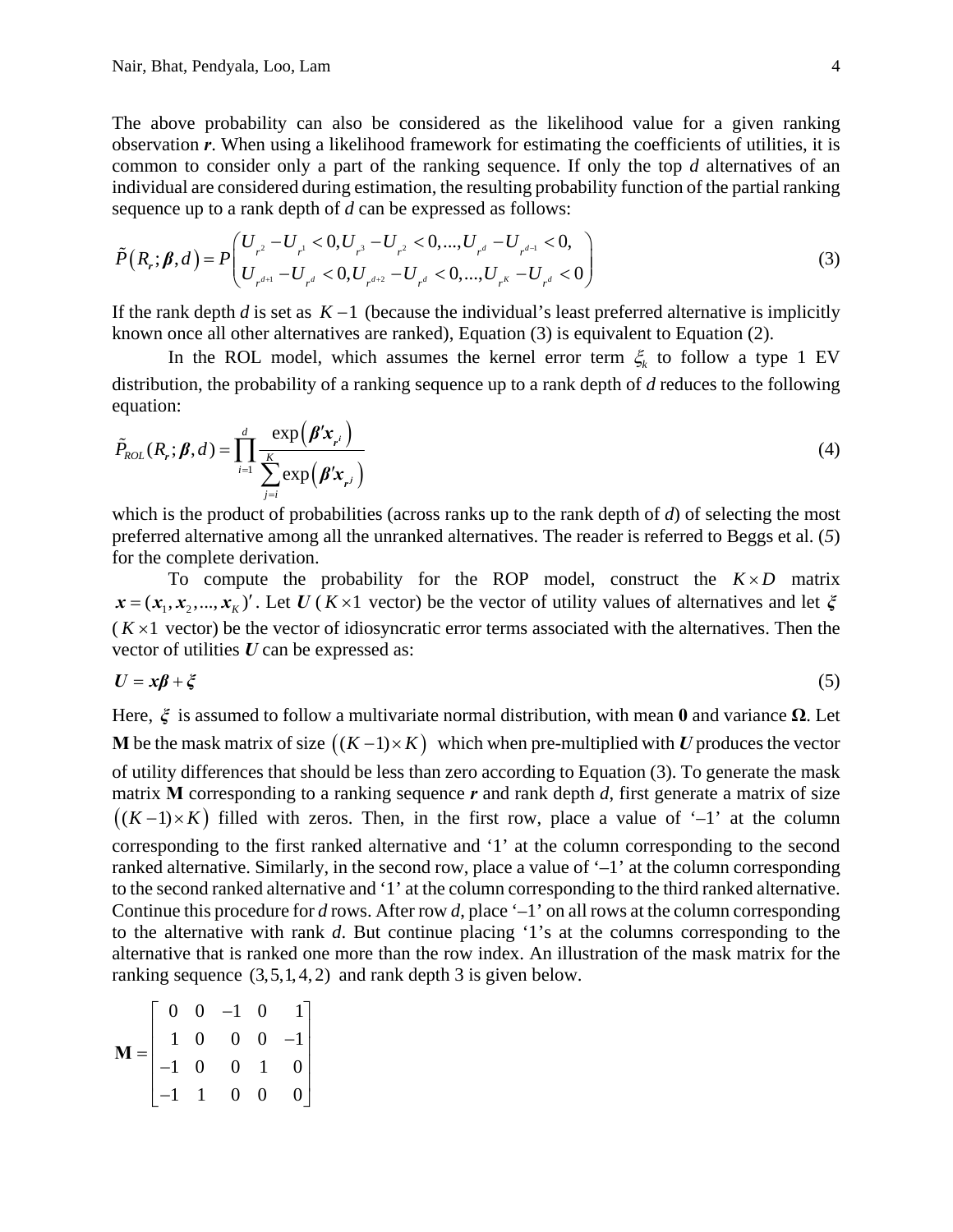The above probability can also be considered as the likelihood value for a given ranking observation $\boldsymbol{r}$. When using a likelihood framework for estimating the coefficients of utilities, it is common to consider only a part of the ranking sequence. If only the top $d$ alternatives of an individual are considered during estimation, the resulting probability function of the partial ranking sequence up to a rank depth of $d$ can be expressed as follows:

$$\tilde{P}\left(R_{\boldsymbol{r}};\boldsymbol{\beta},d\right)=P\begin{pmatrix}U_{r^2}-U_{r^1}<0,U_{r^3}-U_{r^2}<0,...,U_{r^d}-U_{r^{d-1}}<0,\\ U_{r^{d+1}}-U_{r^d}<0,U_{r^{d+2}}-U_{r^d}<0,...,U_{r^K}-U_{r^d}<0\end{pmatrix} \tag{3}$$

If the rank depth $d$ is set as $K-1$ (because the individual's least preferred alternative is implicitly known once all other alternatives are ranked), Equation (3) is equivalent to Equation (2).

In the ROL model, which assumes the kernel error term $\xi_k$ to follow a type 1 EV distribution, the probability of a ranking sequence up to a rank depth of $d$ reduces to the following equation:

$$\tilde{P}_{ROL}(R_{\boldsymbol{r}};\boldsymbol{\beta},d)=\prod_{i=1}^{d}\frac{\exp\left(\boldsymbol{\beta}'\boldsymbol{x}_{r^i}\right)}{\sum_{j=i}^{K}\exp\left(\boldsymbol{\beta}'\boldsymbol{x}_{r^j}\right)} \tag{4}$$

which is the product of probabilities (across ranks up to the rank depth of $d$) of selecting the most preferred alternative among all the unranked alternatives. The reader is referred to Beggs et al. (*5*) for the complete derivation.

To compute the probability for the ROP model, construct the $K\times D$ matrix $\boldsymbol{x}=(\boldsymbol{x}_1,\boldsymbol{x}_2,...,\boldsymbol{x}_K)'$. Let $\boldsymbol{U}$ ($K\times 1$ vector) be the vector of utility values of alternatives and let $\boldsymbol{\xi}$ ($K\times 1$ vector) be the vector of idiosyncratic error terms associated with the alternatives. Then the vector of utilities $\boldsymbol{U}$ can be expressed as:

$$\boldsymbol{U}=\boldsymbol{x}\boldsymbol{\beta}+\boldsymbol{\xi} \tag{5}$$

Here, $\boldsymbol{\xi}$ is assumed to follow a multivariate normal distribution, with mean $\mathbf{0}$ and variance $\boldsymbol{\Omega}$. Let $\mathbf{M}$ be the mask matrix of size $\left((K-1)\times K\right)$ which when pre-multiplied with $\boldsymbol{U}$ produces the vector of utility differences that should be less than zero according to Equation (3). To generate the mask matrix $\mathbf{M}$ corresponding to a ranking sequence $\boldsymbol{r}$ and rank depth $d$, first generate a matrix of size $\left((K-1)\times K\right)$ filled with zeros. Then, in the first row, place a value of '–1' at the column corresponding to the first ranked alternative and '1' at the column corresponding to the second ranked alternative. Similarly, in the second row, place a value of '–1' at the column corresponding to the second ranked alternative and '1' at the column corresponding to the third ranked alternative. Continue this procedure for $d$ rows. After row $d$, place '–1' on all rows at the column corresponding to the alternative with rank $d$. But continue placing '1's at the columns corresponding to the alternative that is ranked one more than the row index. An illustration of the mask matrix for the ranking sequence $(3,5,1,4,2)$ and rank depth 3 is given below.

$$\mathbf{M}=\begin{bmatrix}0&0&-1&0&1\\1&0&0&0&-1\\-1&0&0&1&0\\-1&1&0&0&0\end{bmatrix}$$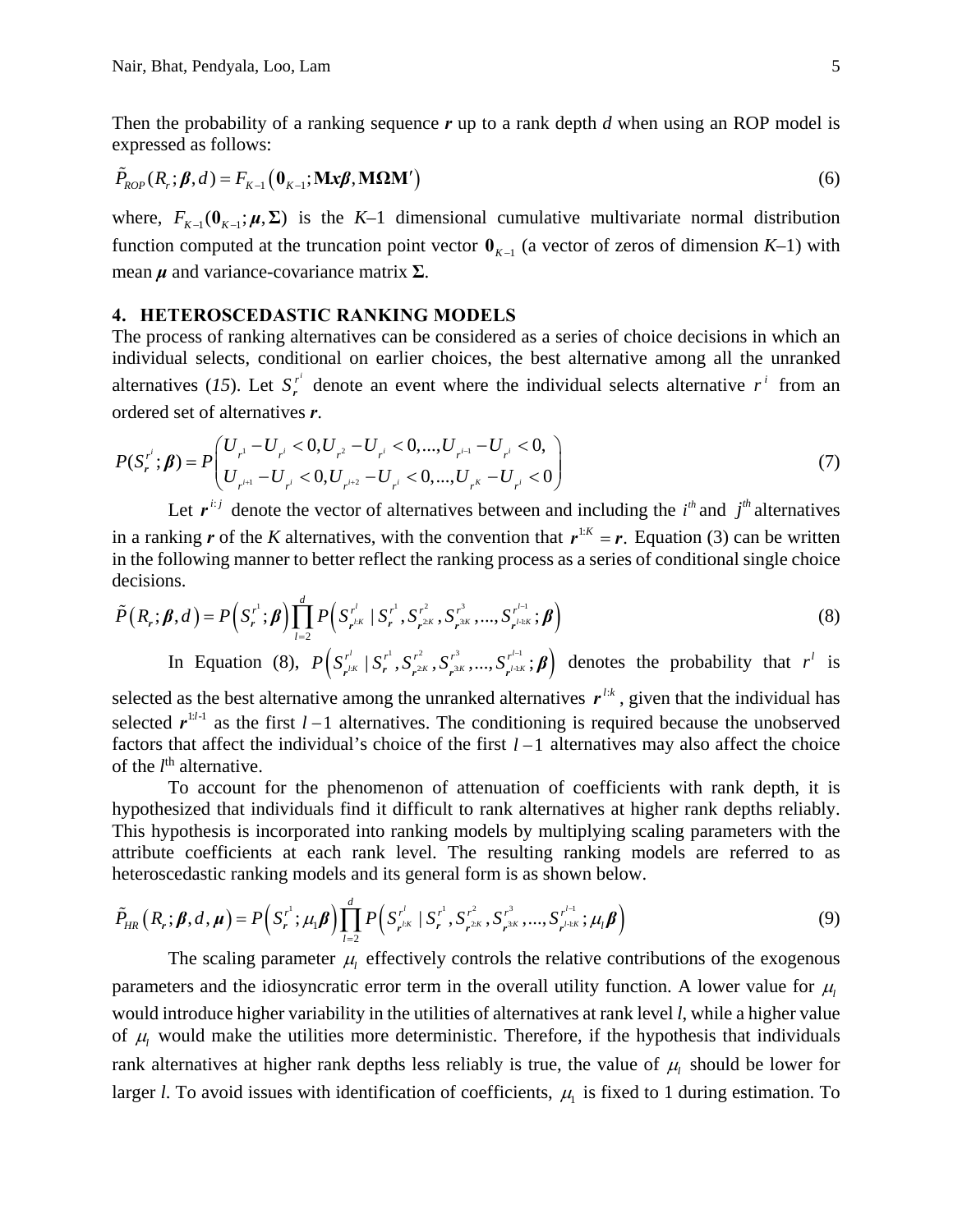Then the probability of a ranking sequence $\boldsymbol{r}$ up to a rank depth $d$ when using an ROP model is expressed as follows:

$$\tilde{P}_{ROP}(R_r;\boldsymbol{\beta},d) = F_{K-1}\left(\mathbf{0}_{K-1};\mathbf{M}\boldsymbol{x\beta},\mathbf{M\Omega M}'\right) \tag{6}$$

where, $F_{K-1}(\mathbf{0}_{K-1};\boldsymbol{\mu},\boldsymbol{\Sigma})$ is the $K$–1 dimensional cumulative multivariate normal distribution function computed at the truncation point vector $\mathbf{0}_{K-1}$ (a vector of zeros of dimension $K$–1) with mean $\boldsymbol{\mu}$ and variance-covariance matrix $\boldsymbol{\Sigma}$.

## 4. HETEROSCEDASTIC RANKING MODELS

The process of ranking alternatives can be considered as a series of choice decisions in which an individual selects, conditional on earlier choices, the best alternative among all the unranked alternatives (*15*). Let $S_{\boldsymbol{r}}^{r^i}$ denote an event where the individual selects alternative $r^i$ from an ordered set of alternatives $\boldsymbol{r}$.

$$P(S_{\boldsymbol{r}}^{r^i};\boldsymbol{\beta}) = P\begin{pmatrix} U_{r^1}-U_{r^i}<0, U_{r^2}-U_{r^i}<0,...,U_{r^{i-1}}-U_{r^i}<0, \\ U_{r^{i+1}}-U_{r^i}<0, U_{r^{i+2}}-U_{r^i}<0,...,U_{r^K}-U_{r^i}<0 \end{pmatrix} \tag{7}$$

Let $\boldsymbol{r}^{i:j}$ denote the vector of alternatives between and including the $i^{th}$ and $j^{th}$ alternatives in a ranking $\boldsymbol{r}$ of the $K$ alternatives, with the convention that $\boldsymbol{r}^{1:K}=\boldsymbol{r}$. Equation (3) can be written in the following manner to better reflect the ranking process as a series of conditional single choice decisions.

$$\tilde{P}\left(R_r;\boldsymbol{\beta},d\right) = P\left(S_{\boldsymbol{r}}^{r^1};\boldsymbol{\beta}\right)\prod_{l=2}^{d} P\left(S_{\boldsymbol{r}^{l:K}}^{r^l} \mid S_{\boldsymbol{r}}^{r^1}, S_{\boldsymbol{r}^{2:K}}^{r^2}, S_{\boldsymbol{r}^{3:K}}^{r^3},...,S_{\boldsymbol{r}^{l-1:K}}^{r^{l-1}};\boldsymbol{\beta}\right) \tag{8}$$

In Equation (8), $P\left(S_{\boldsymbol{r}^{l:K}}^{r^l} \mid S_{\boldsymbol{r}}^{r^1}, S_{\boldsymbol{r}^{2:K}}^{r^2}, S_{\boldsymbol{r}^{3:K}}^{r^3},...,S_{\boldsymbol{r}^{l-1:K}}^{r^{l-1}};\boldsymbol{\beta}\right)$ denotes the probability that $r^l$ is selected as the best alternative among the unranked alternatives $\boldsymbol{r}^{l:k}$, given that the individual has selected $\boldsymbol{r}^{1:l-1}$ as the first $l-1$ alternatives. The conditioning is required because the unobserved factors that affect the individual's choice of the first $l-1$ alternatives may also affect the choice of the $l^{\text{th}}$ alternative.

To account for the phenomenon of attenuation of coefficients with rank depth, it is hypothesized that individuals find it difficult to rank alternatives at higher rank depths reliably. This hypothesis is incorporated into ranking models by multiplying scaling parameters with the attribute coefficients at each rank level. The resulting ranking models are referred to as heteroscedastic ranking models and its general form is as shown below.

$$\tilde{P}_{HR}\left(R_r;\boldsymbol{\beta},d,\boldsymbol{\mu}\right) = P\left(S_{\boldsymbol{r}}^{r^1};\mu_1\boldsymbol{\beta}\right)\prod_{l=2}^{d} P\left(S_{\boldsymbol{r}^{l:K}}^{r^l} \mid S_{\boldsymbol{r}}^{r^1}, S_{\boldsymbol{r}^{2:K}}^{r^2}, S_{\boldsymbol{r}^{3:K}}^{r^3},...,S_{\boldsymbol{r}^{l-1:K}}^{r^{l-1}};\mu_l\boldsymbol{\beta}\right) \tag{9}$$

The scaling parameter $\mu_l$ effectively controls the relative contributions of the exogenous parameters and the idiosyncratic error term in the overall utility function. A lower value for $\mu_l$ would introduce higher variability in the utilities of alternatives at rank level $l$, while a higher value of $\mu_l$ would make the utilities more deterministic. Therefore, if the hypothesis that individuals rank alternatives at higher rank depths less reliably is true, the value of $\mu_l$ should be lower for larger $l$. To avoid issues with identification of coefficients, $\mu_1$ is fixed to 1 during estimation. To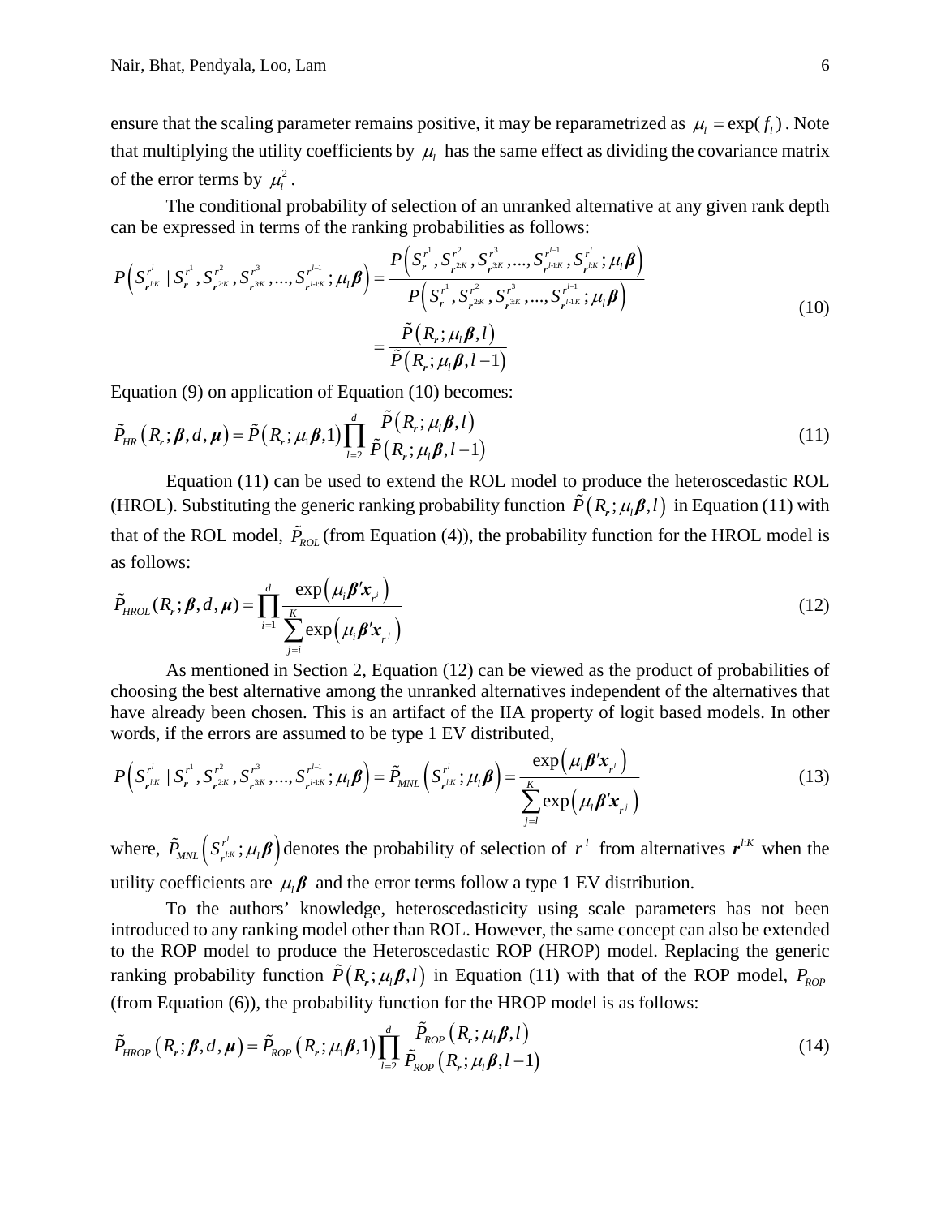ensure that the scaling parameter remains positive, it may be reparametrized as $\mu_l = \exp(f_l)$. Note that multiplying the utility coefficients by $\mu_l$ has the same effect as dividing the covariance matrix of the error terms by $\mu_l^2$.

The conditional probability of selection of an unranked alternative at any given rank depth can be expressed in terms of the ranking probabilities as follows:

$$
\begin{aligned}
P\left(S_{\boldsymbol{r}^{l:K}}^{r^l} \mid S_{\boldsymbol{r}}^{r^1}, S_{\boldsymbol{r}^{2:K}}^{r^2}, S_{\boldsymbol{r}^{3:K}}^{r^3}, \ldots, S_{\boldsymbol{r}^{l-1:K}}^{r^{l-1}}; \mu_l \boldsymbol{\beta}\right) &= \frac{P\left(S_{\boldsymbol{r}}^{r^1}, S_{\boldsymbol{r}^{2:K}}^{r^2}, S_{\boldsymbol{r}^{3:K}}^{r^3}, \ldots, S_{\boldsymbol{r}^{l-1:K}}^{r^{l-1}}, S_{\boldsymbol{r}^{l:K}}^{r^l}; \mu_l \boldsymbol{\beta}\right)}{P\left(S_{\boldsymbol{r}}^{r^1}, S_{\boldsymbol{r}^{2:K}}^{r^2}, S_{\boldsymbol{r}^{3:K}}^{r^3}, \ldots, S_{\boldsymbol{r}^{l-1:K}}^{r^{l-1}}; \mu_l \boldsymbol{\beta}\right)} \\
&= \frac{\tilde{P}\left(R_{\boldsymbol{r}}; \mu_l \boldsymbol{\beta}, l\right)}{\tilde{P}\left(R_{\boldsymbol{r}}; \mu_l \boldsymbol{\beta}, l-1\right)}
\end{aligned}
\tag{10}
$$

Equation (9) on application of Equation (10) becomes:

$$
\tilde{P}_{HR}\left(R_{\boldsymbol{r}}; \boldsymbol{\beta}, d, \boldsymbol{\mu}\right) = \tilde{P}\left(R_{\boldsymbol{r}}; \mu_1 \boldsymbol{\beta}, 1\right) \prod_{l=2}^{d} \frac{\tilde{P}\left(R_{\boldsymbol{r}}; \mu_l \boldsymbol{\beta}, l\right)}{\tilde{P}\left(R_{\boldsymbol{r}}; \mu_l \boldsymbol{\beta}, l-1\right)}
\tag{11}
$$

Equation (11) can be used to extend the ROL model to produce the heteroscedastic ROL (HROL). Substituting the generic ranking probability function $\tilde{P}\left(R_{\boldsymbol{r}}; \mu_l \boldsymbol{\beta}, l\right)$ in Equation (11) with that of the ROL model, $\tilde{P}_{ROL}$ (from Equation (4)), the probability function for the HROL model is as follows:

$$
\tilde{P}_{HROL}(R_{\boldsymbol{r}}; \boldsymbol{\beta}, d, \boldsymbol{\mu}) = \prod_{i=1}^{d} \frac{\exp\left(\mu_i \boldsymbol{\beta}' \boldsymbol{x}_{r^i}\right)}{\sum_{j=i}^{K} \exp\left(\mu_i \boldsymbol{\beta}' \boldsymbol{x}_{r^j}\right)}
\tag{12}
$$

As mentioned in Section 2, Equation (12) can be viewed as the product of probabilities of choosing the best alternative among the unranked alternatives independent of the alternatives that have already been chosen. This is an artifact of the IIA property of logit based models. In other words, if the errors are assumed to be type 1 EV distributed,

$$
P\left(S_{\boldsymbol{r}^{l:K}}^{r^l} \mid S_{\boldsymbol{r}}^{r^1}, S_{\boldsymbol{r}^{2:K}}^{r^2}, S_{\boldsymbol{r}^{3:K}}^{r^3}, \ldots, S_{\boldsymbol{r}^{l-1:K}}^{r^{l-1}}; \mu_l \boldsymbol{\beta}\right) = \tilde{P}_{MNL}\left(S_{\boldsymbol{r}^{l:K}}^{r^l}; \mu_l \boldsymbol{\beta}\right) = \frac{\exp\left(\mu_l \boldsymbol{\beta}' \boldsymbol{x}_{r^l}\right)}{\sum_{j=l}^{K} \exp\left(\mu_l \boldsymbol{\beta}' \boldsymbol{x}_{r^j}\right)}
\tag{13}
$$

where, $\tilde{P}_{MNL}\left(S_{\boldsymbol{r}^{l:K}}^{r^l}; \mu_l \boldsymbol{\beta}\right)$ denotes the probability of selection of $r^l$ from alternatives $\boldsymbol{r}^{l:K}$ when the utility coefficients are $\mu_l \boldsymbol{\beta}$ and the error terms follow a type 1 EV distribution.

To the authors' knowledge, heteroscedasticity using scale parameters has not been introduced to any ranking model other than ROL. However, the same concept can also be extended to the ROP model to produce the Heteroscedastic ROP (HROP) model. Replacing the generic ranking probability function $\tilde{P}\left(R_{\boldsymbol{r}}; \mu_l \boldsymbol{\beta}, l\right)$ in Equation (11) with that of the ROP model, $P_{ROP}$ (from Equation (6)), the probability function for the HROP model is as follows:

$$
\tilde{P}_{HROP}\left(R_{\boldsymbol{r}}; \boldsymbol{\beta}, d, \boldsymbol{\mu}\right) = \tilde{P}_{ROP}\left(R_{\boldsymbol{r}}; \mu_1 \boldsymbol{\beta}, 1\right) \prod_{l=2}^{d} \frac{\tilde{P}_{ROP}\left(R_{\boldsymbol{r}}; \mu_l \boldsymbol{\beta}, l\right)}{\tilde{P}_{ROP}\left(R_{\boldsymbol{r}}; \mu_l \boldsymbol{\beta}, l-1\right)}
\tag{14}
$$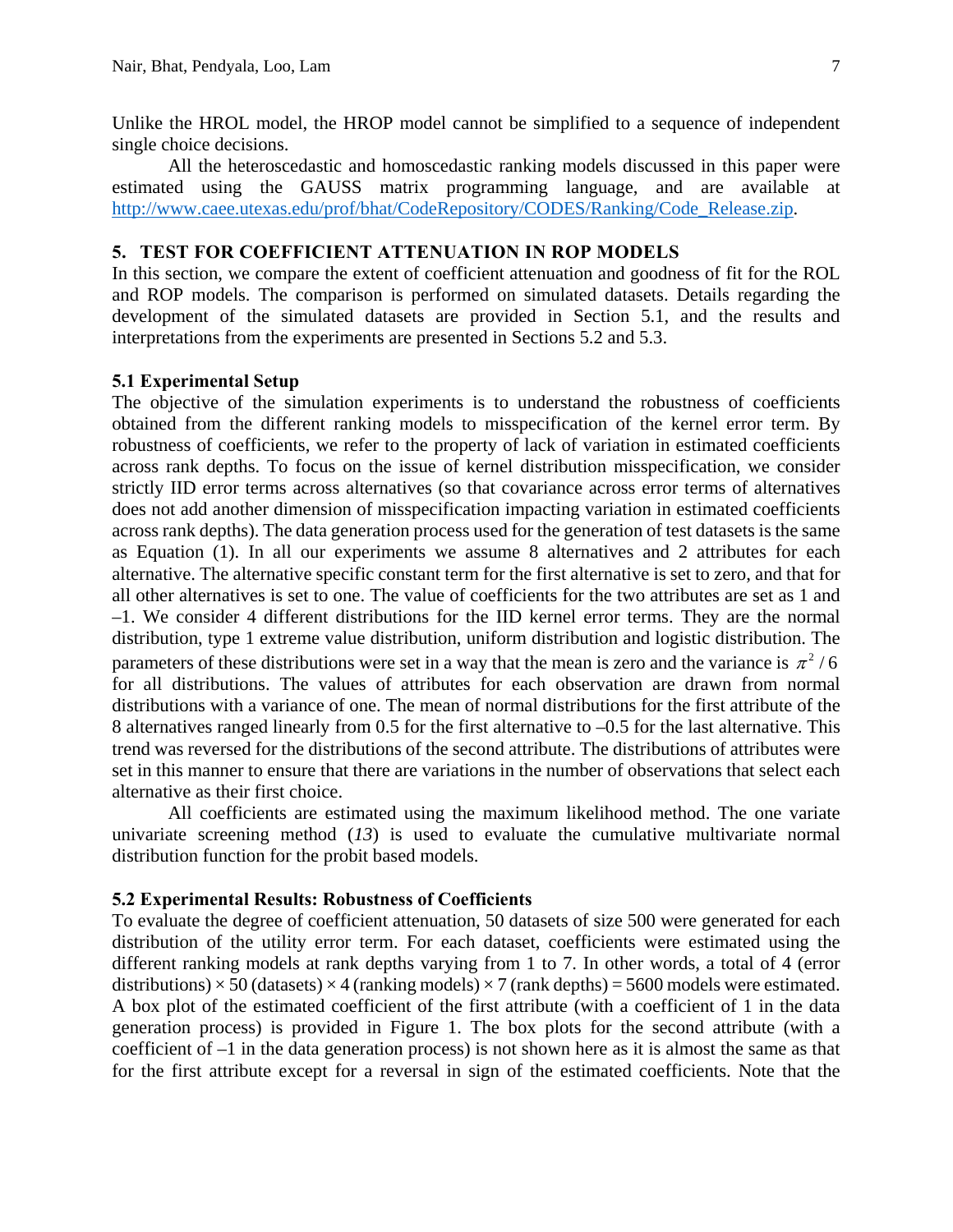Unlike the HROL model, the HROP model cannot be simplified to a sequence of independent single choice decisions.

All the heteroscedastic and homoscedastic ranking models discussed in this paper were estimated using the GAUSS matrix programming language, and are available at http://www.caee.utexas.edu/prof/bhat/CodeRepository/CODES/Ranking/Code_Release.zip.

## 5. TEST FOR COEFFICIENT ATTENUATION IN ROP MODELS

In this section, we compare the extent of coefficient attenuation and goodness of fit for the ROL and ROP models. The comparison is performed on simulated datasets. Details regarding the development of the simulated datasets are provided in Section 5.1, and the results and interpretations from the experiments are presented in Sections 5.2 and 5.3.

### 5.1 Experimental Setup

The objective of the simulation experiments is to understand the robustness of coefficients obtained from the different ranking models to misspecification of the kernel error term. By robustness of coefficients, we refer to the property of lack of variation in estimated coefficients across rank depths. To focus on the issue of kernel distribution misspecification, we consider strictly IID error terms across alternatives (so that covariance across error terms of alternatives does not add another dimension of misspecification impacting variation in estimated coefficients across rank depths). The data generation process used for the generation of test datasets is the same as Equation (1). In all our experiments we assume 8 alternatives and 2 attributes for each alternative. The alternative specific constant term for the first alternative is set to zero, and that for all other alternatives is set to one. The value of coefficients for the two attributes are set as 1 and –1. We consider 4 different distributions for the IID kernel error terms. They are the normal distribution, type 1 extreme value distribution, uniform distribution and logistic distribution. The parameters of these distributions were set in a way that the mean is zero and the variance is $\pi^2/6$ for all distributions. The values of attributes for each observation are drawn from normal distributions with a variance of one. The mean of normal distributions for the first attribute of the 8 alternatives ranged linearly from 0.5 for the first alternative to –0.5 for the last alternative. This trend was reversed for the distributions of the second attribute. The distributions of attributes were set in this manner to ensure that there are variations in the number of observations that select each alternative as their first choice.

All coefficients are estimated using the maximum likelihood method. The one variate univariate screening method (*13*) is used to evaluate the cumulative multivariate normal distribution function for the probit based models.

### 5.2 Experimental Results: Robustness of Coefficients

To evaluate the degree of coefficient attenuation, 50 datasets of size 500 were generated for each distribution of the utility error term. For each dataset, coefficients were estimated using the different ranking models at rank depths varying from 1 to 7. In other words, a total of 4 (error distributions) × 50 (datasets) × 4 (ranking models) × 7 (rank depths) = 5600 models were estimated. A box plot of the estimated coefficient of the first attribute (with a coefficient of 1 in the data generation process) is provided in Figure 1. The box plots for the second attribute (with a coefficient of –1 in the data generation process) is not shown here as it is almost the same as that for the first attribute except for a reversal in sign of the estimated coefficients. Note that the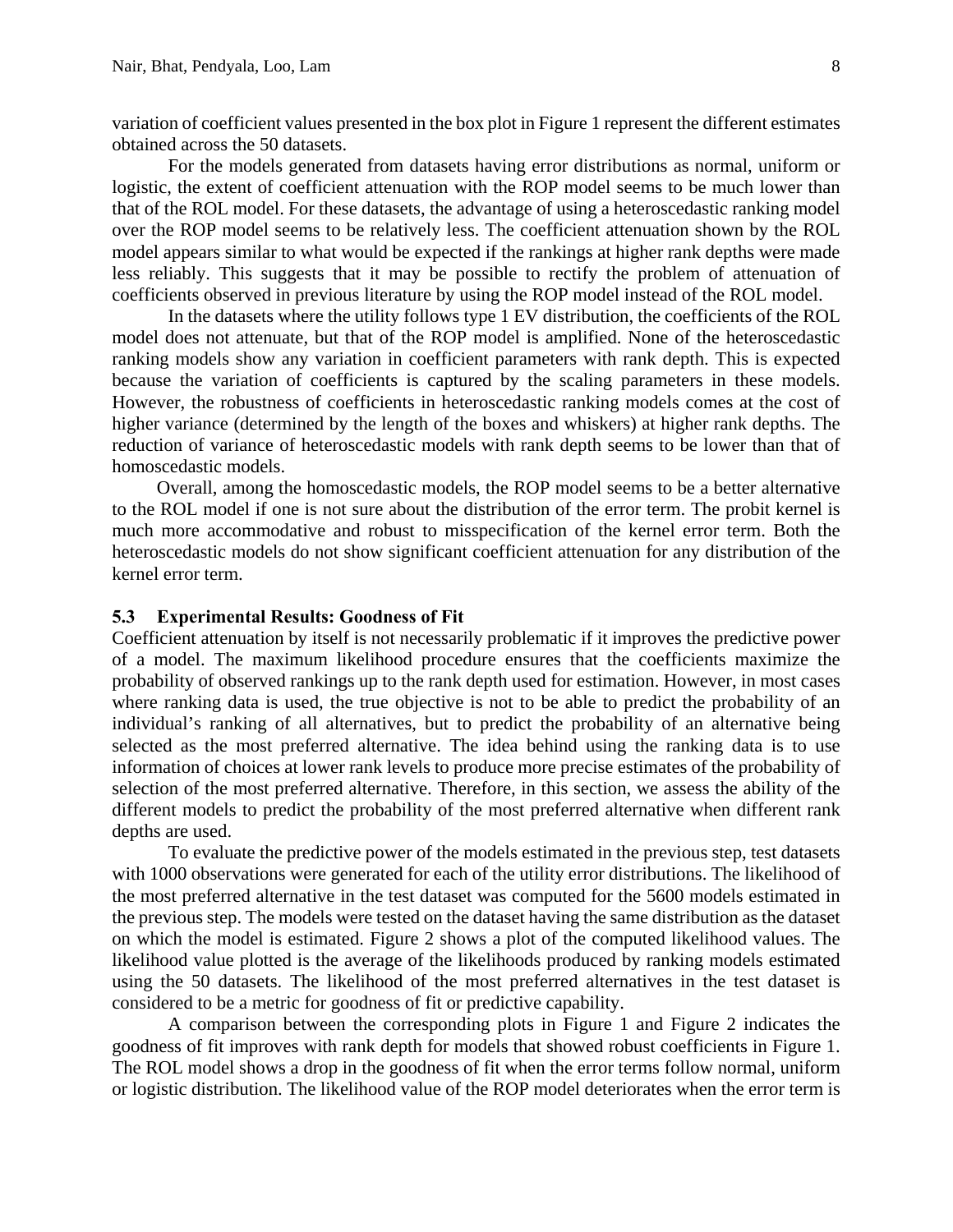variation of coefficient values presented in the box plot in Figure 1 represent the different estimates obtained across the 50 datasets.

For the models generated from datasets having error distributions as normal, uniform or logistic, the extent of coefficient attenuation with the ROP model seems to be much lower than that of the ROL model. For these datasets, the advantage of using a heteroscedastic ranking model over the ROP model seems to be relatively less. The coefficient attenuation shown by the ROL model appears similar to what would be expected if the rankings at higher rank depths were made less reliably. This suggests that it may be possible to rectify the problem of attenuation of coefficients observed in previous literature by using the ROP model instead of the ROL model.

In the datasets where the utility follows type 1 EV distribution, the coefficients of the ROL model does not attenuate, but that of the ROP model is amplified. None of the heteroscedastic ranking models show any variation in coefficient parameters with rank depth. This is expected because the variation of coefficients is captured by the scaling parameters in these models. However, the robustness of coefficients in heteroscedastic ranking models comes at the cost of higher variance (determined by the length of the boxes and whiskers) at higher rank depths. The reduction of variance of heteroscedastic models with rank depth seems to be lower than that of homoscedastic models.

Overall, among the homoscedastic models, the ROP model seems to be a better alternative to the ROL model if one is not sure about the distribution of the error term. The probit kernel is much more accommodative and robust to misspecification of the kernel error term. Both the heteroscedastic models do not show significant coefficient attenuation for any distribution of the kernel error term.

### 5.3 Experimental Results: Goodness of Fit

Coefficient attenuation by itself is not necessarily problematic if it improves the predictive power of a model. The maximum likelihood procedure ensures that the coefficients maximize the probability of observed rankings up to the rank depth used for estimation. However, in most cases where ranking data is used, the true objective is not to be able to predict the probability of an individual's ranking of all alternatives, but to predict the probability of an alternative being selected as the most preferred alternative. The idea behind using the ranking data is to use information of choices at lower rank levels to produce more precise estimates of the probability of selection of the most preferred alternative. Therefore, in this section, we assess the ability of the different models to predict the probability of the most preferred alternative when different rank depths are used.

To evaluate the predictive power of the models estimated in the previous step, test datasets with 1000 observations were generated for each of the utility error distributions. The likelihood of the most preferred alternative in the test dataset was computed for the 5600 models estimated in the previous step. The models were tested on the dataset having the same distribution as the dataset on which the model is estimated. Figure 2 shows a plot of the computed likelihood values. The likelihood value plotted is the average of the likelihoods produced by ranking models estimated using the 50 datasets. The likelihood of the most preferred alternatives in the test dataset is considered to be a metric for goodness of fit or predictive capability.

A comparison between the corresponding plots in Figure 1 and Figure 2 indicates the goodness of fit improves with rank depth for models that showed robust coefficients in Figure 1. The ROL model shows a drop in the goodness of fit when the error terms follow normal, uniform or logistic distribution. The likelihood value of the ROP model deteriorates when the error term is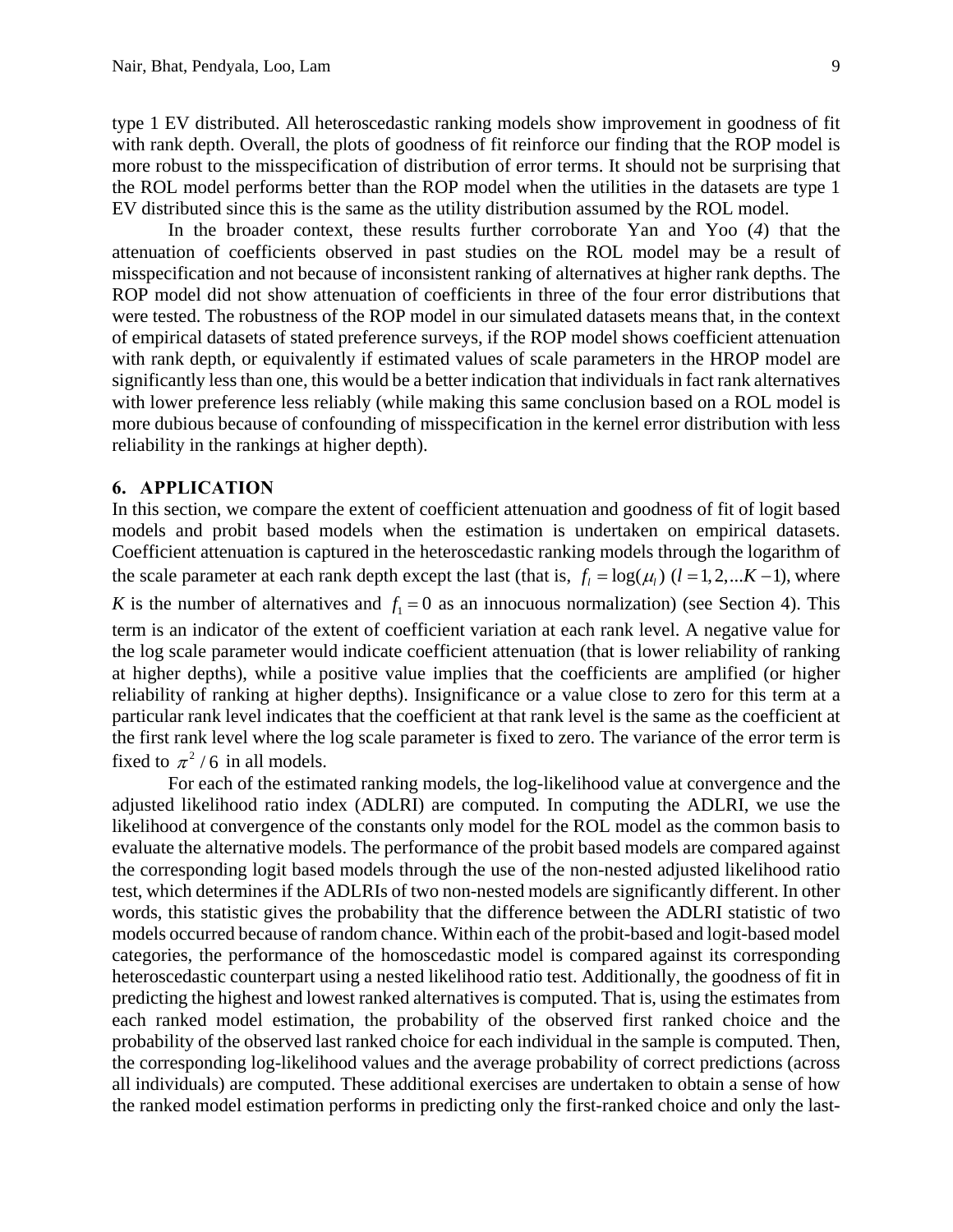type 1 EV distributed. All heteroscedastic ranking models show improvement in goodness of fit with rank depth. Overall, the plots of goodness of fit reinforce our finding that the ROP model is more robust to the misspecification of distribution of error terms. It should not be surprising that the ROL model performs better than the ROP model when the utilities in the datasets are type 1 EV distributed since this is the same as the utility distribution assumed by the ROL model.

In the broader context, these results further corroborate Yan and Yoo (*4*) that the attenuation of coefficients observed in past studies on the ROL model may be a result of misspecification and not because of inconsistent ranking of alternatives at higher rank depths. The ROP model did not show attenuation of coefficients in three of the four error distributions that were tested. The robustness of the ROP model in our simulated datasets means that, in the context of empirical datasets of stated preference surveys, if the ROP model shows coefficient attenuation with rank depth, or equivalently if estimated values of scale parameters in the HROP model are significantly less than one, this would be a better indication that individuals in fact rank alternatives with lower preference less reliably (while making this same conclusion based on a ROL model is more dubious because of confounding of misspecification in the kernel error distribution with less reliability in the rankings at higher depth).

## 6. APPLICATION

In this section, we compare the extent of coefficient attenuation and goodness of fit of logit based models and probit based models when the estimation is undertaken on empirical datasets. Coefficient attenuation is captured in the heteroscedastic ranking models through the logarithm of the scale parameter at each rank depth except the last (that is, $f_l = \log(\mu_l)$ $(l = 1, 2, ...K-1)$, where $K$ is the number of alternatives and $f_1 = 0$ as an innocuous normalization) (see Section 4). This term is an indicator of the extent of coefficient variation at each rank level. A negative value for the log scale parameter would indicate coefficient attenuation (that is lower reliability of ranking at higher depths), while a positive value implies that the coefficients are amplified (or higher reliability of ranking at higher depths). Insignificance or a value close to zero for this term at a particular rank level indicates that the coefficient at that rank level is the same as the coefficient at the first rank level where the log scale parameter is fixed to zero. The variance of the error term is fixed to $\pi^2/6$ in all models.

For each of the estimated ranking models, the log-likelihood value at convergence and the adjusted likelihood ratio index (ADLRI) are computed. In computing the ADLRI, we use the likelihood at convergence of the constants only model for the ROL model as the common basis to evaluate the alternative models. The performance of the probit based models are compared against the corresponding logit based models through the use of the non-nested adjusted likelihood ratio test, which determines if the ADLRIs of two non-nested models are significantly different. In other words, this statistic gives the probability that the difference between the ADLRI statistic of two models occurred because of random chance. Within each of the probit-based and logit-based model categories, the performance of the homoscedastic model is compared against its corresponding heteroscedastic counterpart using a nested likelihood ratio test. Additionally, the goodness of fit in predicting the highest and lowest ranked alternatives is computed. That is, using the estimates from each ranked model estimation, the probability of the observed first ranked choice and the probability of the observed last ranked choice for each individual in the sample is computed. Then, the corresponding log-likelihood values and the average probability of correct predictions (across all individuals) are computed. These additional exercises are undertaken to obtain a sense of how the ranked model estimation performs in predicting only the first-ranked choice and only the last-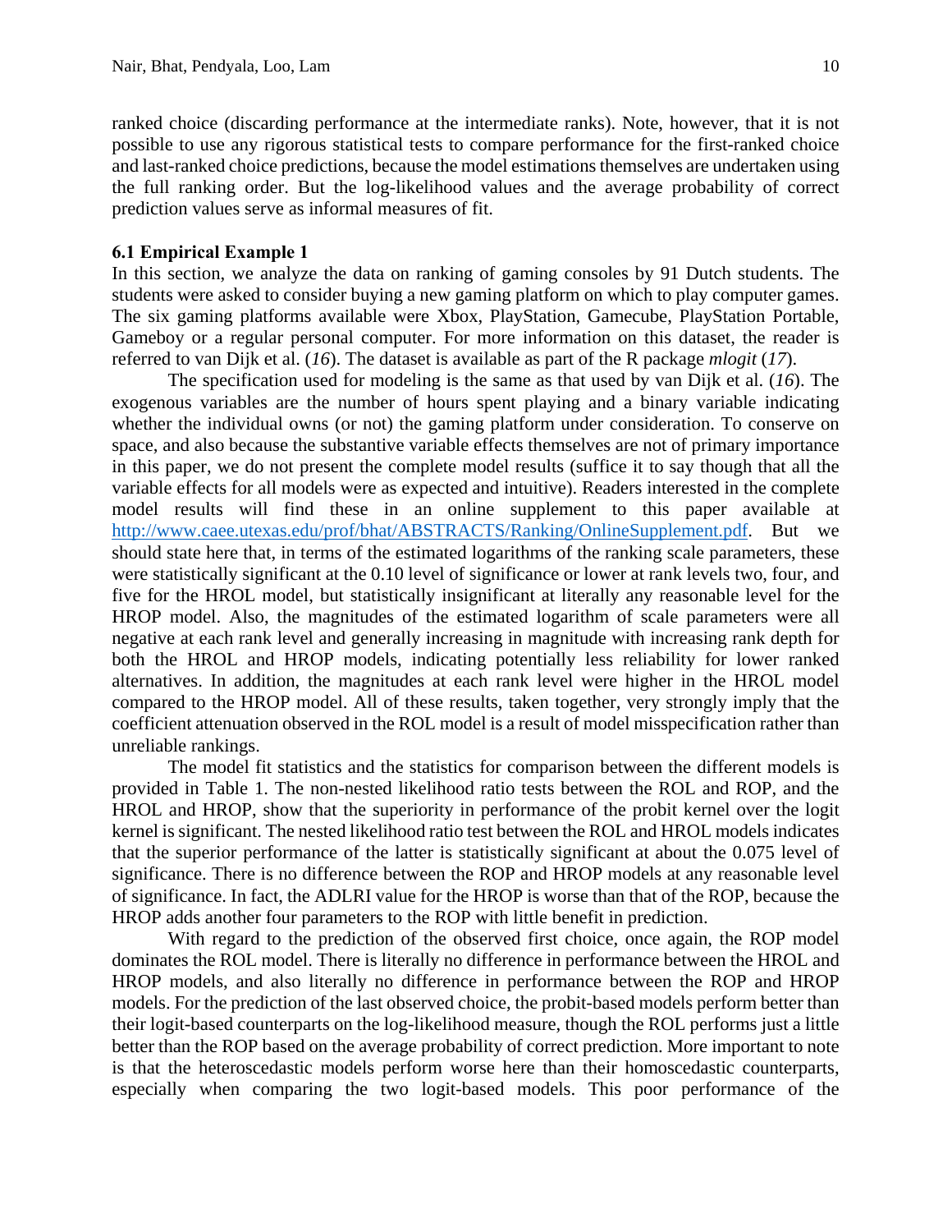ranked choice (discarding performance at the intermediate ranks). Note, however, that it is not possible to use any rigorous statistical tests to compare performance for the first-ranked choice and last-ranked choice predictions, because the model estimations themselves are undertaken using the full ranking order. But the log-likelihood values and the average probability of correct prediction values serve as informal measures of fit.

### 6.1 Empirical Example 1

In this section, we analyze the data on ranking of gaming consoles by 91 Dutch students. The students were asked to consider buying a new gaming platform on which to play computer games. The six gaming platforms available were Xbox, PlayStation, Gamecube, PlayStation Portable, Gameboy or a regular personal computer. For more information on this dataset, the reader is referred to van Dijk et al. (*16*). The dataset is available as part of the R package *mlogit* (*17*).

The specification used for modeling is the same as that used by van Dijk et al. (*16*). The exogenous variables are the number of hours spent playing and a binary variable indicating whether the individual owns (or not) the gaming platform under consideration. To conserve on space, and also because the substantive variable effects themselves are not of primary importance in this paper, we do not present the complete model results (suffice it to say though that all the variable effects for all models were as expected and intuitive). Readers interested in the complete model results will find these in an online supplement to this paper available at http://www.caee.utexas.edu/prof/bhat/ABSTRACTS/Ranking/OnlineSupplement.pdf. But we should state here that, in terms of the estimated logarithms of the ranking scale parameters, these were statistically significant at the 0.10 level of significance or lower at rank levels two, four, and five for the HROL model, but statistically insignificant at literally any reasonable level for the HROP model. Also, the magnitudes of the estimated logarithm of scale parameters were all negative at each rank level and generally increasing in magnitude with increasing rank depth for both the HROL and HROP models, indicating potentially less reliability for lower ranked alternatives. In addition, the magnitudes at each rank level were higher in the HROL model compared to the HROP model. All of these results, taken together, very strongly imply that the coefficient attenuation observed in the ROL model is a result of model misspecification rather than unreliable rankings.

The model fit statistics and the statistics for comparison between the different models is provided in Table 1. The non-nested likelihood ratio tests between the ROL and ROP, and the HROL and HROP, show that the superiority in performance of the probit kernel over the logit kernel is significant. The nested likelihood ratio test between the ROL and HROL models indicates that the superior performance of the latter is statistically significant at about the 0.075 level of significance. There is no difference between the ROP and HROP models at any reasonable level of significance. In fact, the ADLRI value for the HROP is worse than that of the ROP, because the HROP adds another four parameters to the ROP with little benefit in prediction.

With regard to the prediction of the observed first choice, once again, the ROP model dominates the ROL model. There is literally no difference in performance between the HROL and HROP models, and also literally no difference in performance between the ROP and HROP models. For the prediction of the last observed choice, the probit-based models perform better than their logit-based counterparts on the log-likelihood measure, though the ROL performs just a little better than the ROP based on the average probability of correct prediction. More important to note is that the heteroscedastic models perform worse here than their homoscedastic counterparts, especially when comparing the two logit-based models. This poor performance of the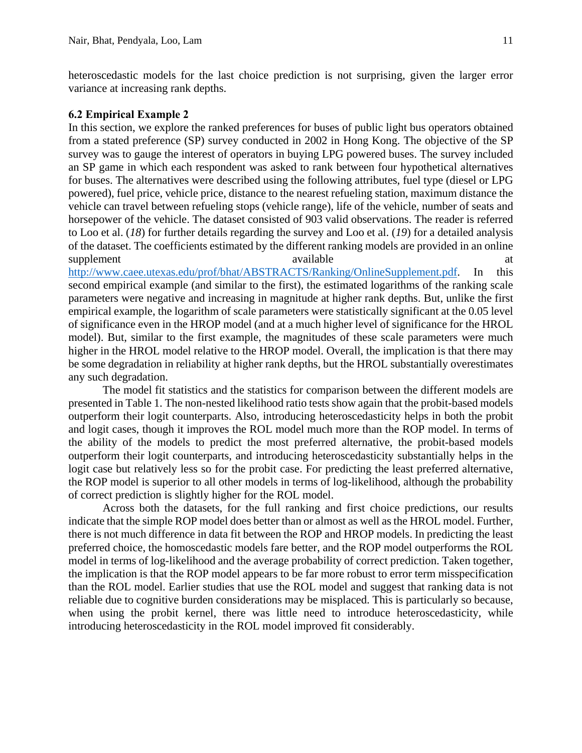heteroscedastic models for the last choice prediction is not surprising, given the larger error variance at increasing rank depths.

### 6.2 Empirical Example 2

In this section, we explore the ranked preferences for buses of public light bus operators obtained from a stated preference (SP) survey conducted in 2002 in Hong Kong. The objective of the SP survey was to gauge the interest of operators in buying LPG powered buses. The survey included an SP game in which each respondent was asked to rank between four hypothetical alternatives for buses. The alternatives were described using the following attributes, fuel type (diesel or LPG powered), fuel price, vehicle price, distance to the nearest refueling station, maximum distance the vehicle can travel between refueling stops (vehicle range), life of the vehicle, number of seats and horsepower of the vehicle. The dataset consisted of 903 valid observations. The reader is referred to Loo et al. (*18*) for further details regarding the survey and Loo et al. (*19*) for a detailed analysis of the dataset. The coefficients estimated by the different ranking models are provided in an online supplement available at http://www.caee.utexas.edu/prof/bhat/ABSTRACTS/Ranking/OnlineSupplement.pdf. In this second empirical example (and similar to the first), the estimated logarithms of the ranking scale parameters were negative and increasing in magnitude at higher rank depths. But, unlike the first empirical example, the logarithm of scale parameters were statistically significant at the 0.05 level of significance even in the HROP model (and at a much higher level of significance for the HROL model). But, similar to the first example, the magnitudes of these scale parameters were much higher in the HROL model relative to the HROP model. Overall, the implication is that there may be some degradation in reliability at higher rank depths, but the HROL substantially overestimates any such degradation.

The model fit statistics and the statistics for comparison between the different models are presented in Table 1. The non-nested likelihood ratio tests show again that the probit-based models outperform their logit counterparts. Also, introducing heteroscedasticity helps in both the probit and logit cases, though it improves the ROL model much more than the ROP model. In terms of the ability of the models to predict the most preferred alternative, the probit-based models outperform their logit counterparts, and introducing heteroscedasticity substantially helps in the logit case but relatively less so for the probit case. For predicting the least preferred alternative, the ROP model is superior to all other models in terms of log-likelihood, although the probability of correct prediction is slightly higher for the ROL model.

Across both the datasets, for the full ranking and first choice predictions, our results indicate that the simple ROP model does better than or almost as well as the HROL model. Further, there is not much difference in data fit between the ROP and HROP models. In predicting the least preferred choice, the homoscedastic models fare better, and the ROP model outperforms the ROL model in terms of log-likelihood and the average probability of correct prediction. Taken together, the implication is that the ROP model appears to be far more robust to error term misspecification than the ROL model. Earlier studies that use the ROL model and suggest that ranking data is not reliable due to cognitive burden considerations may be misplaced. This is particularly so because, when using the probit kernel, there was little need to introduce heteroscedasticity, while introducing heteroscedasticity in the ROL model improved fit considerably.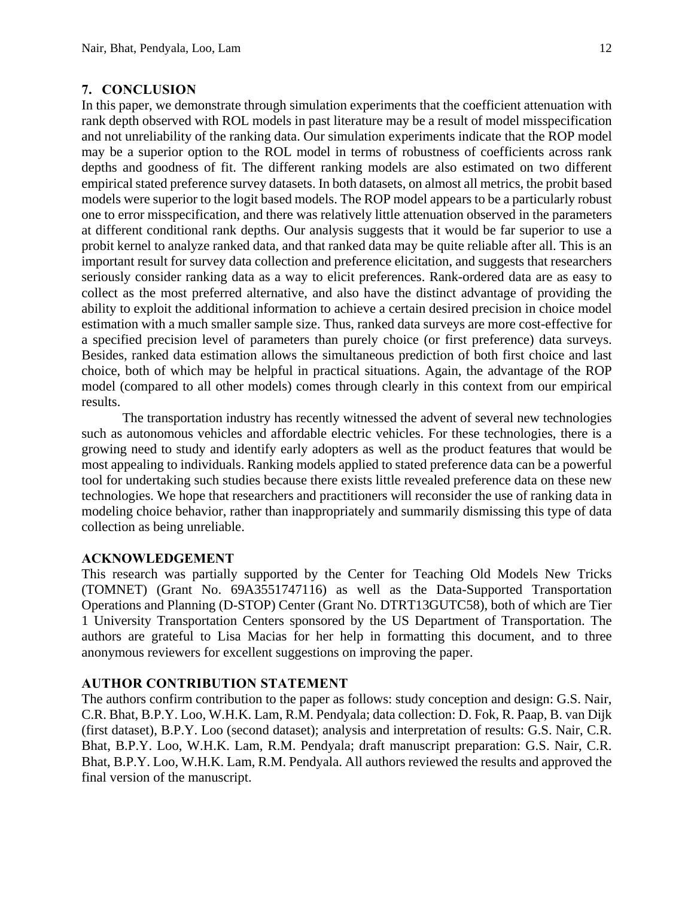## 7. CONCLUSION

In this paper, we demonstrate through simulation experiments that the coefficient attenuation with rank depth observed with ROL models in past literature may be a result of model misspecification and not unreliability of the ranking data. Our simulation experiments indicate that the ROP model may be a superior option to the ROL model in terms of robustness of coefficients across rank depths and goodness of fit. The different ranking models are also estimated on two different empirical stated preference survey datasets. In both datasets, on almost all metrics, the probit based models were superior to the logit based models. The ROP model appears to be a particularly robust one to error misspecification, and there was relatively little attenuation observed in the parameters at different conditional rank depths. Our analysis suggests that it would be far superior to use a probit kernel to analyze ranked data, and that ranked data may be quite reliable after all. This is an important result for survey data collection and preference elicitation, and suggests that researchers seriously consider ranking data as a way to elicit preferences. Rank-ordered data are as easy to collect as the most preferred alternative, and also have the distinct advantage of providing the ability to exploit the additional information to achieve a certain desired precision in choice model estimation with a much smaller sample size. Thus, ranked data surveys are more cost-effective for a specified precision level of parameters than purely choice (or first preference) data surveys. Besides, ranked data estimation allows the simultaneous prediction of both first choice and last choice, both of which may be helpful in practical situations. Again, the advantage of the ROP model (compared to all other models) comes through clearly in this context from our empirical results.

The transportation industry has recently witnessed the advent of several new technologies such as autonomous vehicles and affordable electric vehicles. For these technologies, there is a growing need to study and identify early adopters as well as the product features that would be most appealing to individuals. Ranking models applied to stated preference data can be a powerful tool for undertaking such studies because there exists little revealed preference data on these new technologies. We hope that researchers and practitioners will reconsider the use of ranking data in modeling choice behavior, rather than inappropriately and summarily dismissing this type of data collection as being unreliable.

## ACKNOWLEDGEMENT

This research was partially supported by the Center for Teaching Old Models New Tricks (TOMNET) (Grant No. 69A3551747116) as well as the Data-Supported Transportation Operations and Planning (D-STOP) Center (Grant No. DTRT13GUTC58), both of which are Tier 1 University Transportation Centers sponsored by the US Department of Transportation. The authors are grateful to Lisa Macias for her help in formatting this document, and to three anonymous reviewers for excellent suggestions on improving the paper.

## AUTHOR CONTRIBUTION STATEMENT

The authors confirm contribution to the paper as follows: study conception and design: G.S. Nair, C.R. Bhat, B.P.Y. Loo, W.H.K. Lam, R.M. Pendyala; data collection: D. Fok, R. Paap, B. van Dijk (first dataset), B.P.Y. Loo (second dataset); analysis and interpretation of results: G.S. Nair, C.R. Bhat, B.P.Y. Loo, W.H.K. Lam, R.M. Pendyala; draft manuscript preparation: G.S. Nair, C.R. Bhat, B.P.Y. Loo, W.H.K. Lam, R.M. Pendyala. All authors reviewed the results and approved the final version of the manuscript.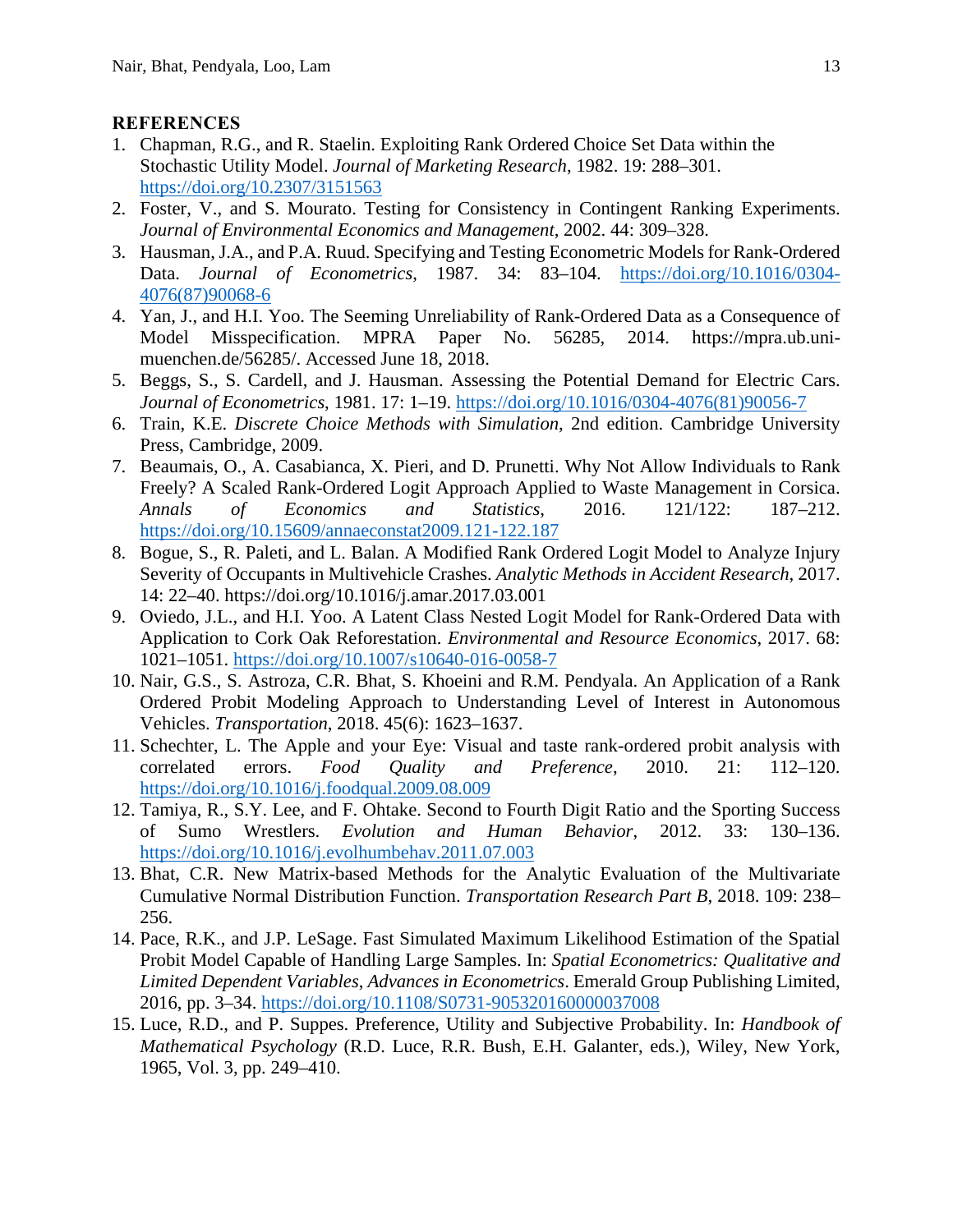## REFERENCES

1. Chapman, R.G., and R. Staelin. Exploiting Rank Ordered Choice Set Data within the Stochastic Utility Model. *Journal of Marketing Research*, 1982. 19: 288–301. https://doi.org/10.2307/3151563
2. Foster, V., and S. Mourato. Testing for Consistency in Contingent Ranking Experiments. *Journal of Environmental Economics and Management*, 2002. 44: 309–328.
3. Hausman, J.A., and P.A. Ruud. Specifying and Testing Econometric Models for Rank-Ordered Data. *Journal of Econometrics*, 1987. 34: 83–104. https://doi.org/10.1016/0304-4076(87)90068-6
4. Yan, J., and H.I. Yoo. The Seeming Unreliability of Rank-Ordered Data as a Consequence of Model Misspecification. MPRA Paper No. 56285, 2014. https://mpra.ub.uni-muenchen.de/56285/. Accessed June 18, 2018.
5. Beggs, S., S. Cardell, and J. Hausman. Assessing the Potential Demand for Electric Cars. *Journal of Econometrics*, 1981. 17: 1–19. https://doi.org/10.1016/0304-4076(81)90056-7
6. Train, K.E. *Discrete Choice Methods with Simulation*, 2nd edition. Cambridge University Press, Cambridge, 2009.
7. Beaumais, O., A. Casabianca, X. Pieri, and D. Prunetti. Why Not Allow Individuals to Rank Freely? A Scaled Rank-Ordered Logit Approach Applied to Waste Management in Corsica. *Annals of Economics and Statistics*, 2016. 121/122: 187–212. https://doi.org/10.15609/annaeconstat2009.121-122.187
8. Bogue, S., R. Paleti, and L. Balan. A Modified Rank Ordered Logit Model to Analyze Injury Severity of Occupants in Multivehicle Crashes. *Analytic Methods in Accident Research*, 2017. 14: 22–40. https://doi.org/10.1016/j.amar.2017.03.001
9. Oviedo, J.L., and H.I. Yoo. A Latent Class Nested Logit Model for Rank-Ordered Data with Application to Cork Oak Reforestation. *Environmental and Resource Economics*, 2017. 68: 1021–1051. https://doi.org/10.1007/s10640-016-0058-7
10. Nair, G.S., S. Astroza, C.R. Bhat, S. Khoeini and R.M. Pendyala. An Application of a Rank Ordered Probit Modeling Approach to Understanding Level of Interest in Autonomous Vehicles. *Transportation*, 2018. 45(6): 1623–1637.
11. Schechter, L. The Apple and your Eye: Visual and taste rank-ordered probit analysis with correlated errors. *Food Quality and Preference*, 2010. 21: 112–120. https://doi.org/10.1016/j.foodqual.2009.08.009
12. Tamiya, R., S.Y. Lee, and F. Ohtake. Second to Fourth Digit Ratio and the Sporting Success of Sumo Wrestlers. *Evolution and Human Behavior*, 2012. 33: 130–136. https://doi.org/10.1016/j.evolhumbehav.2011.07.003
13. Bhat, C.R. New Matrix-based Methods for the Analytic Evaluation of the Multivariate Cumulative Normal Distribution Function. *Transportation Research Part B*, 2018. 109: 238–256.
14. Pace, R.K., and J.P. LeSage. Fast Simulated Maximum Likelihood Estimation of the Spatial Probit Model Capable of Handling Large Samples. In: *Spatial Econometrics: Qualitative and Limited Dependent Variables*, *Advances in Econometrics*. Emerald Group Publishing Limited, 2016, pp. 3–34. https://doi.org/10.1108/S0731-905320160000037008
15. Luce, R.D., and P. Suppes. Preference, Utility and Subjective Probability. In: *Handbook of Mathematical Psychology* (R.D. Luce, R.R. Bush, E.H. Galanter, eds.), Wiley, New York, 1965, Vol. 3, pp. 249–410.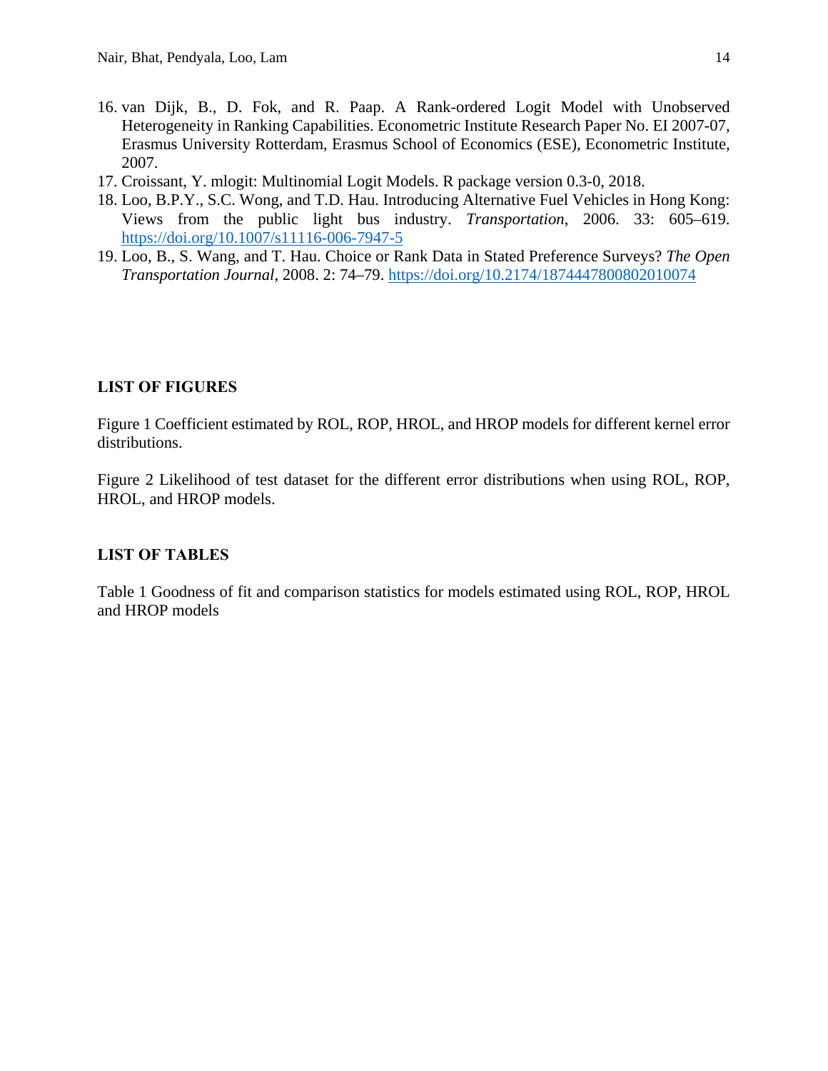16. van Dijk, B., D. Fok, and R. Paap. A Rank-ordered Logit Model with Unobserved Heterogeneity in Ranking Capabilities. Econometric Institute Research Paper No. EI 2007-07, Erasmus University Rotterdam, Erasmus School of Economics (ESE), Econometric Institute, 2007.
17. Croissant, Y. mlogit: Multinomial Logit Models. R package version 0.3-0, 2018.
18. Loo, B.P.Y., S.C. Wong, and T.D. Hau. Introducing Alternative Fuel Vehicles in Hong Kong: Views from the public light bus industry. *Transportation*, 2006. 33: 605–619. https://doi.org/10.1007/s11116-006-7947-5
19. Loo, B., S. Wang, and T. Hau. Choice or Rank Data in Stated Preference Surveys? *The Open Transportation Journal*, 2008. 2: 74–79. https://doi.org/10.2174/1874447800802010074

## LIST OF FIGURES

Figure 1 Coefficient estimated by ROL, ROP, HROL, and HROP models for different kernel error distributions.

Figure 2 Likelihood of test dataset for the different error distributions when using ROL, ROP, HROL, and HROP models.

## LIST OF TABLES

Table 1 Goodness of fit and comparison statistics for models estimated using ROL, ROP, HROL and HROP models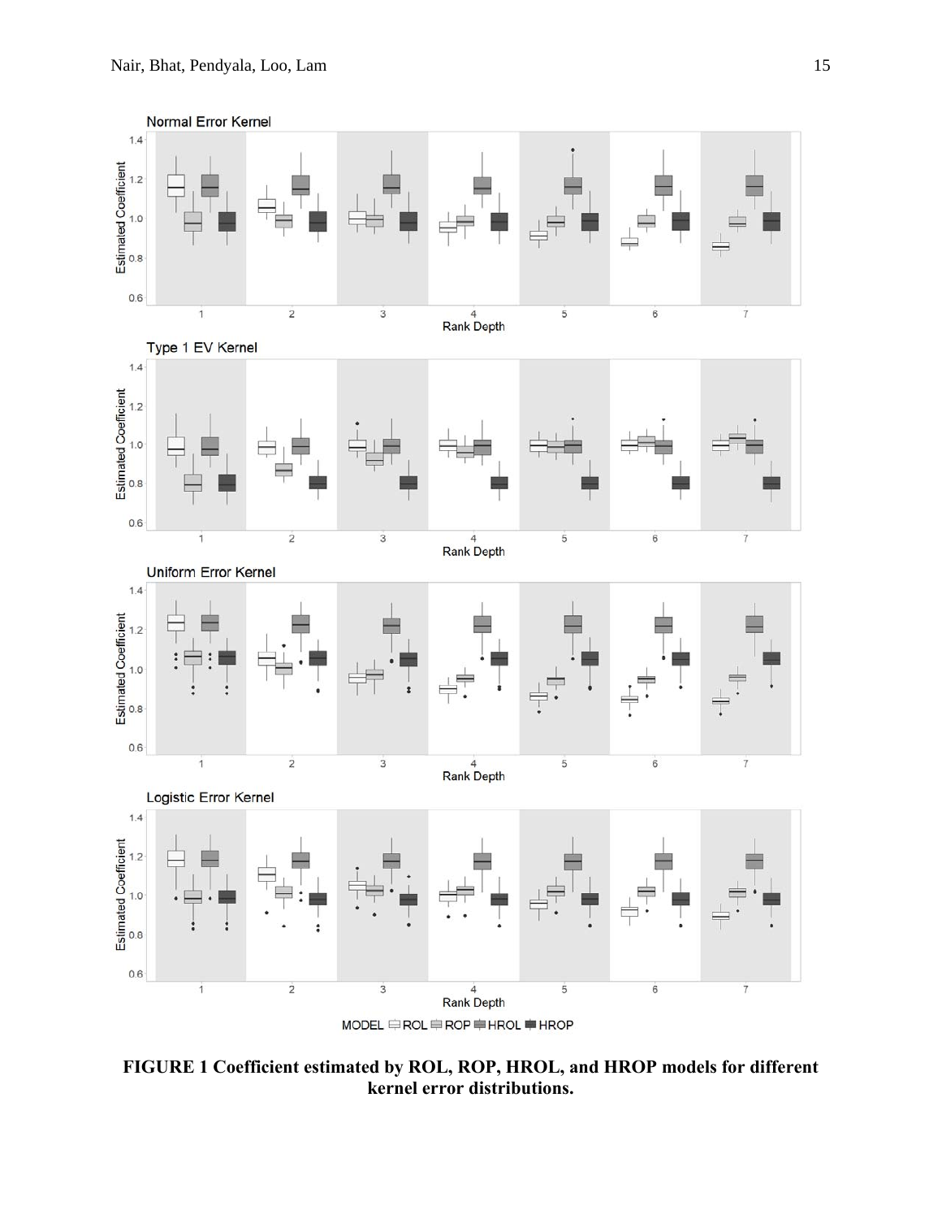**FIGURE 1 Coefficient estimated by ROL, ROP, HROL, and HROP models for different kernel error distributions.**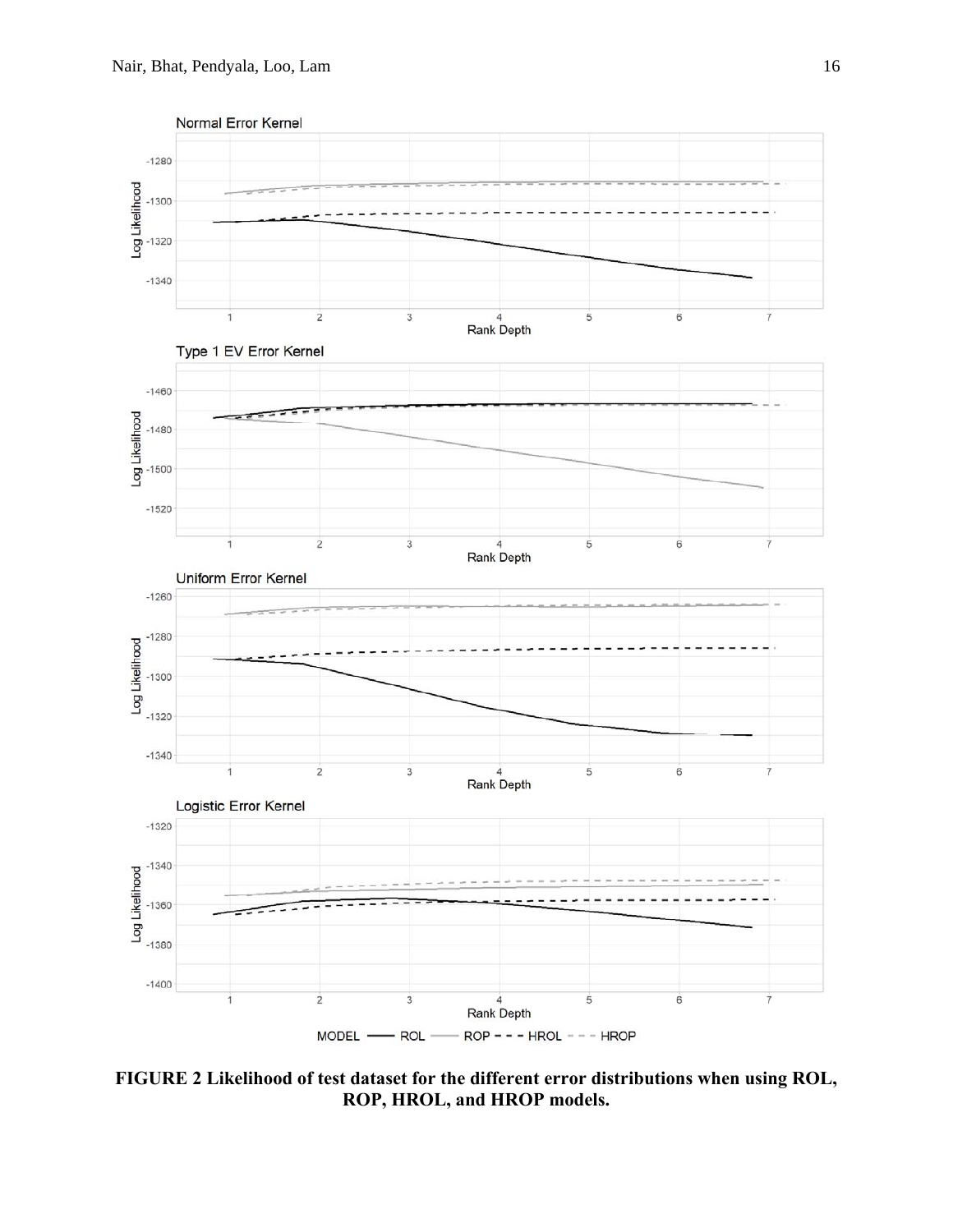**FIGURE 2 Likelihood of test dataset for the different error distributions when using ROL, ROP, HROL, and HROP models.**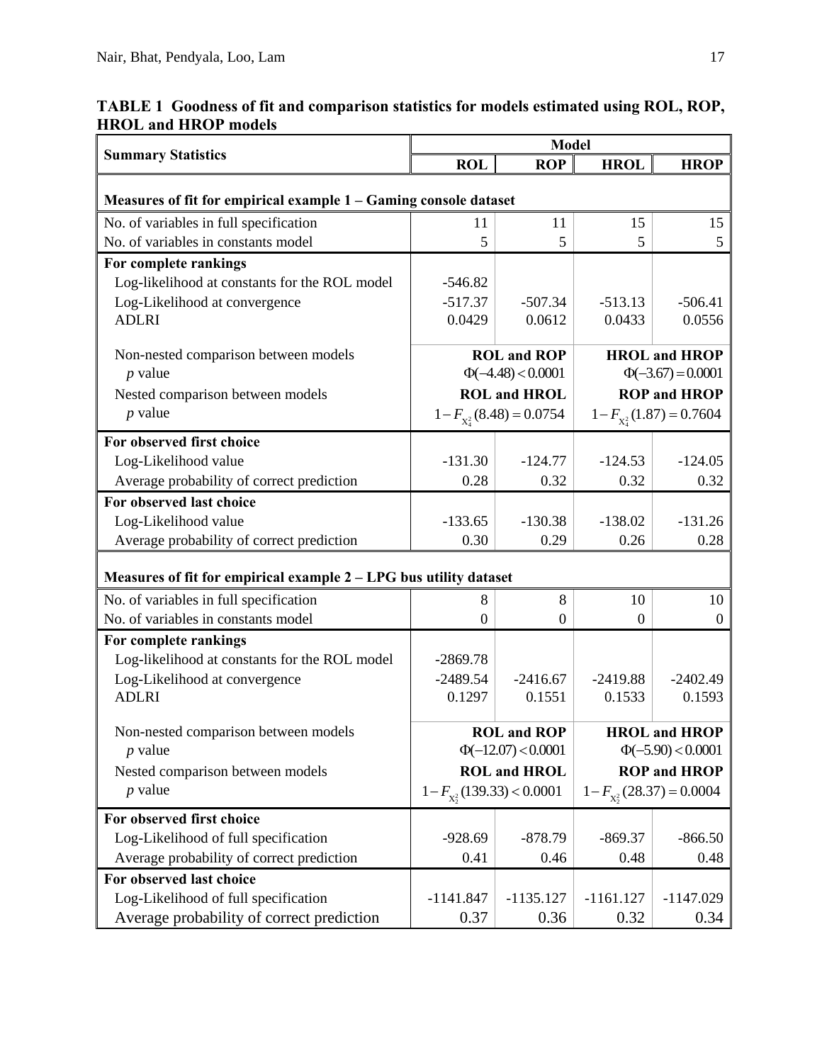**TABLE 1 Goodness of fit and comparison statistics for models estimated using ROL, ROP, HROL and HROP models**

| Summary Statistics | Model | | | |
|---|---|---|---|---|
| | ROL | ROP | HROL | HROP |
| **Measures of fit for empirical example 1 – Gaming console dataset** | | | | |
| No. of variables in full specification | 11 | 11 | 15 | 15 |
| No. of variables in constants model | 5 | 5 | 5 | 5 |
| **For complete rankings** | | | | |
| Log-likelihood at constants for the ROL model | -546.82 | | | |
| Log-Likelihood at convergence | -517.37 | -507.34 | -513.13 | -506.41 |
| ADLRI | 0.0429 | 0.0612 | 0.0433 | 0.0556 |
| Non-nested comparison between models | **ROL and ROP** | | **HROL and HROP** | |
| *p* value | $\Phi(-4.48) < 0.0001$ | | $\Phi(-3.67) = 0.0001$ | |
| Nested comparison between models | **ROL and HROL** | | **ROP and HROP** | |
| *p* value | $1 - F_{\chi^2_4}(8.48) = 0.0754$ | | $1 - F_{\chi^2_4}(1.87) = 0.7604$ | |
| **For observed first choice** | | | | |
| Log-Likelihood value | -131.30 | -124.77 | -124.53 | -124.05 |
| Average probability of correct prediction | 0.28 | 0.32 | 0.32 | 0.32 |
| **For observed last choice** | | | | |
| Log-Likelihood value | -133.65 | -130.38 | -138.02 | -131.26 |
| Average probability of correct prediction | 0.30 | 0.29 | 0.26 | 0.28 |
| **Measures of fit for empirical example 2 – LPG bus utility dataset** | | | | |
| No. of variables in full specification | 8 | 8 | 10 | 10 |
| No. of variables in constants model | 0 | 0 | 0 | 0 |
| **For complete rankings** | | | | |
| Log-likelihood at constants for the ROL model | -2869.78 | | | |
| Log-Likelihood at convergence | -2489.54 | -2416.67 | -2419.88 | -2402.49 |
| ADLRI | 0.1297 | 0.1551 | 0.1533 | 0.1593 |
| Non-nested comparison between models | **ROL and ROP** | | **HROL and HROP** | |
| *p* value | $\Phi(-12.07) < 0.0001$ | | $\Phi(-5.90) < 0.0001$ | |
| Nested comparison between models | **ROL and HROL** | | **ROP and HROP** | |
| *p* value | $1 - F_{\chi^2_2}(139.33) < 0.0001$ | | $1 - F_{\chi^2_2}(28.37) = 0.0004$ | |
| **For observed first choice** | | | | |
| Log-Likelihood of full specification | -928.69 | -878.79 | -869.37 | -866.50 |
| Average probability of correct prediction | 0.41 | 0.46 | 0.48 | 0.48 |
| **For observed last choice** | | | | |
| Log-Likelihood of full specification | -1141.847 | -1135.127 | -1161.127 | -1147.029 |
| Average probability of correct prediction | 0.37 | 0.36 | 0.32 | 0.34 |